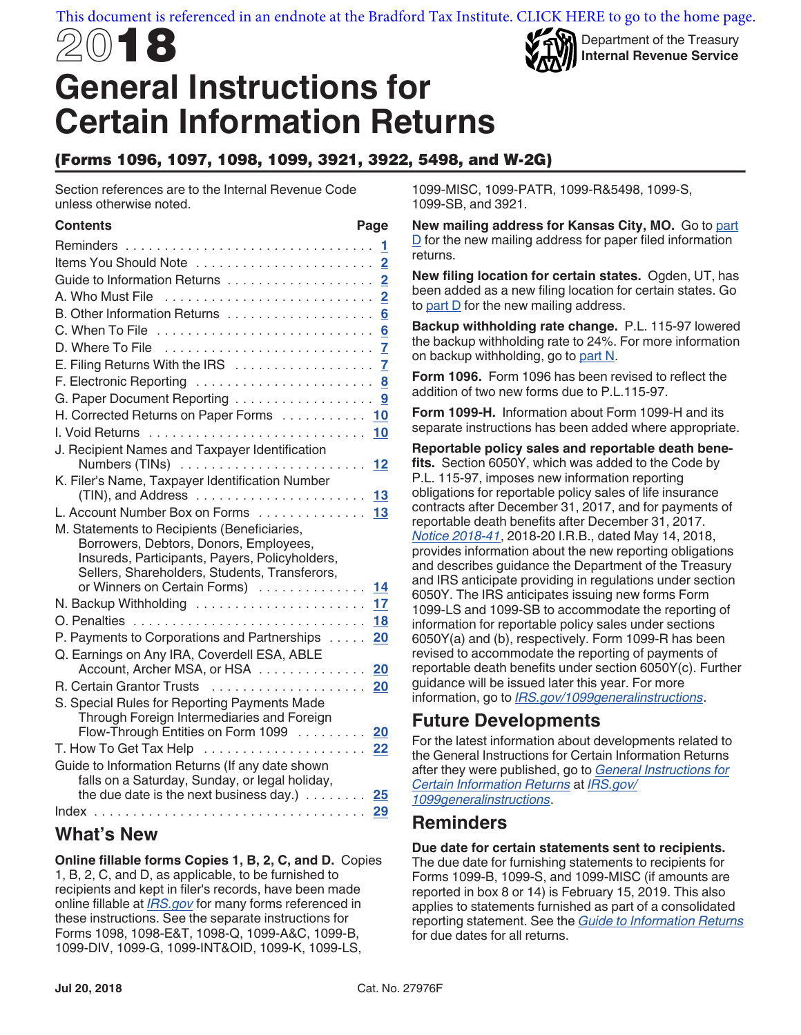This document is referenced in an endnote at the Bradford Tax Institute. CLICK HERE to go to the home page.

# 2018 General Instructions for Certain Information Returns

Department of the Treasury
Internal Revenue Service

## (Forms 1096, 1097, 1098, 1099, 3921, 3922, 5498, and W-2G)

Section references are to the Internal Revenue Code unless otherwise noted.

| Contents | Page |
|---|---|
| Reminders | 1 |
| Items You Should Note | 2 |
| Guide to Information Returns | 2 |
| A. Who Must File | 2 |
| B. Other Information Returns | 6 |
| C. When To File | 6 |
| D. Where To File | 7 |
| E. Filing Returns With the IRS | 7 |
| F. Electronic Reporting | 8 |
| G. Paper Document Reporting | 9 |
| H. Corrected Returns on Paper Forms | 10 |
| I. Void Returns | 10 |
| J. Recipient Names and Taxpayer Identification Numbers (TINs) | 12 |
| K. Filer's Name, Taxpayer Identification Number (TIN), and Address | 13 |
| L. Account Number Box on Forms | 13 |
| M. Statements to Recipients (Beneficiaries, Borrowers, Debtors, Donors, Employees, Insureds, Participants, Payers, Policyholders, Sellers, Shareholders, Students, Transferors, or Winners on Certain Forms) | 14 |
| N. Backup Withholding | 17 |
| O. Penalties | 18 |
| P. Payments to Corporations and Partnerships | 20 |
| Q. Earnings on Any IRA, Coverdell ESA, ABLE Account, Archer MSA, or HSA | 20 |
| R. Certain Grantor Trusts | 20 |
| S. Special Rules for Reporting Payments Made Through Foreign Intermediaries and Foreign Flow-Through Entities on Form 1099 | 20 |
| T. How To Get Tax Help | 22 |
| Guide to Information Returns (If any date shown falls on a Saturday, Sunday, or legal holiday, the due date is the next business day.) | 25 |
| Index | 29 |

## What's New

**Online fillable forms Copies 1, B, 2, C, and D.** Copies 1, B, 2, C, and D, as applicable, to be furnished to recipients and kept in filer's records, have been made online fillable at *IRS.gov* for many forms referenced in these instructions. See the separate instructions for Forms 1098, 1098-E&T, 1098-Q, 1099-A&C, 1099-B, 1099-DIV, 1099-G, 1099-INT&OID, 1099-K, 1099-LS, 1099-MISC, 1099-PATR, 1099-R&5498, 1099-S, 1099-SB, and 3921.

**New mailing address for Kansas City, MO.** Go to part D for the new mailing address for paper filed information returns.

**New filing location for certain states.** Ogden, UT, has been added as a new filing location for certain states. Go to part D for the new mailing address.

**Backup withholding rate change.** P.L. 115-97 lowered the backup withholding rate to 24%. For more information on backup withholding, go to part N.

**Form 1096.** Form 1096 has been revised to reflect the addition of two new forms due to P.L.115-97.

**Form 1099-H.** Information about Form 1099-H and its separate instructions has been added where appropriate.

**Reportable policy sales and reportable death benefits.** Section 6050Y, which was added to the Code by P.L. 115-97, imposes new information reporting obligations for reportable policy sales of life insurance contracts after December 31, 2017, and for payments of reportable death benefits after December 31, 2017. *Notice 2018-41*, 2018-20 I.R.B., dated May 14, 2018, provides information about the new reporting obligations and describes guidance the Department of the Treasury and IRS anticipate providing in regulations under section 6050Y. The IRS anticipates issuing new forms Form 1099-LS and 1099-SB to accommodate the reporting of information for reportable policy sales under sections 6050Y(a) and (b), respectively. Form 1099-R has been revised to accommodate the reporting of payments of reportable death benefits under section 6050Y(c). Further guidance will be issued later this year. For more information, go to *IRS.gov/1099generalinstructions*.

## Future Developments

For the latest information about developments related to the General Instructions for Certain Information Returns after they were published, go to *General Instructions for Certain Information Returns* at *IRS.gov/1099generalinstructions*.

## Reminders

**Due date for certain statements sent to recipients.** The due date for furnishing statements to recipients for Forms 1099-B, 1099-S, and 1099-MISC (if amounts are reported in box 8 or 14) is February 15, 2019. This also applies to statements furnished as part of a consolidated reporting statement. See the *Guide to Information Returns* for due dates for all returns.

Jul 20, 2018 Cat. No. 27976F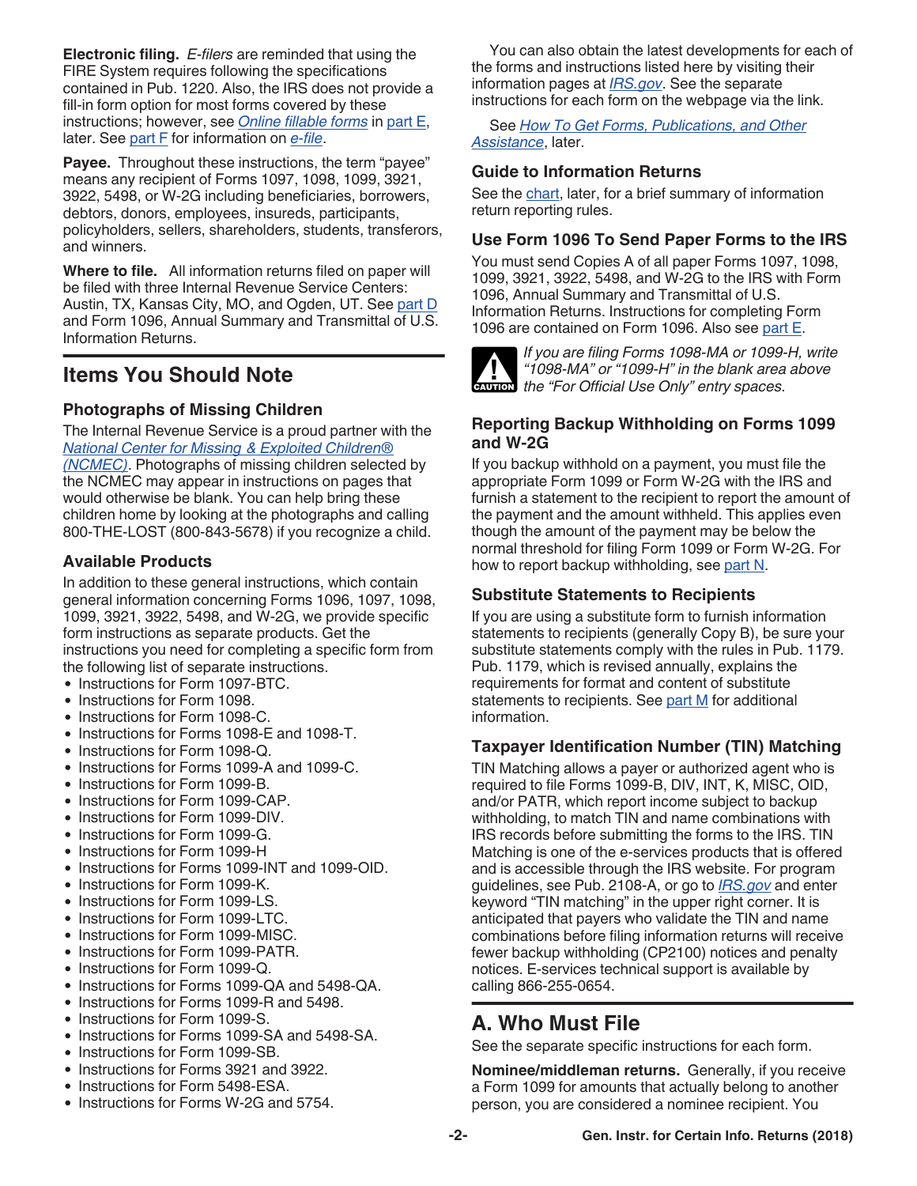**Electronic filing.** *E-filers* are reminded that using the FIRE System requires following the specifications contained in Pub. 1220. Also, the IRS does not provide a fill-in form option for most forms covered by these instructions; however, see *Online fillable forms* in part E, later. See part F for information on *e-file*.

**Payee.** Throughout these instructions, the term "payee" means any recipient of Forms 1097, 1098, 1099, 3921, 3922, 5498, or W-2G including beneficiaries, borrowers, debtors, donors, employees, insureds, participants, policyholders, sellers, shareholders, students, transferors, and winners.

**Where to file.** All information returns filed on paper will be filed with three Internal Revenue Service Centers: Austin, TX, Kansas City, MO, and Ogden, UT. See part D and Form 1096, Annual Summary and Transmittal of U.S. Information Returns.

## Items You Should Note

### Photographs of Missing Children

The Internal Revenue Service is a proud partner with the *National Center for Missing & Exploited Children® (NCMEC)*. Photographs of missing children selected by the NCMEC may appear in instructions on pages that would otherwise be blank. You can help bring these children home by looking at the photographs and calling 800-THE-LOST (800-843-5678) if you recognize a child.

### Available Products

In addition to these general instructions, which contain general information concerning Forms 1096, 1097, 1098, 1099, 3921, 3922, 5498, and W-2G, we provide specific form instructions as separate products. Get the instructions you need for completing a specific form from the following list of separate instructions.

- Instructions for Form 1097-BTC.
- Instructions for Form 1098.
- Instructions for Form 1098-C.
- Instructions for Forms 1098-E and 1098-T.
- Instructions for Form 1098-Q.
- Instructions for Forms 1099-A and 1099-C.
- Instructions for Form 1099-B.
- Instructions for Form 1099-CAP.
- Instructions for Form 1099-DIV.
- Instructions for Form 1099-G.
- Instructions for Form 1099-H
- Instructions for Forms 1099-INT and 1099-OID.
- Instructions for Form 1099-K.
- Instructions for Form 1099-LS.
- Instructions for Form 1099-LTC.
- Instructions for Form 1099-MISC.
- Instructions for Form 1099-PATR.
- Instructions for Form 1099-Q.
- Instructions for Forms 1099-QA and 5498-QA.
- Instructions for Forms 1099-R and 5498.
- Instructions for Form 1099-S.
- Instructions for Forms 1099-SA and 5498-SA.
- Instructions for Form 1099-SB.
- Instructions for Forms 3921 and 3922.
- Instructions for Form 5498-ESA.
- Instructions for Forms W-2G and 5754.

You can also obtain the latest developments for each of the forms and instructions listed here by visiting their information pages at *IRS.gov*. See the separate instructions for each form on the webpage via the link.

See *How To Get Forms, Publications, and Other Assistance*, later.

### Guide to Information Returns

See the chart, later, for a brief summary of information return reporting rules.

### Use Form 1096 To Send Paper Forms to the IRS

You must send Copies A of all paper Forms 1097, 1098, 1099, 3921, 3922, 5498, and W-2G to the IRS with Form 1096, Annual Summary and Transmittal of U.S. Information Returns. Instructions for completing Form 1096 are contained on Form 1096. Also see part E.

**CAUTION** *If you are filing Forms 1098-MA or 1099-H, write "1098-MA" or "1099-H" in the blank area above the "For Official Use Only" entry spaces.*

### Reporting Backup Withholding on Forms 1099 and W-2G

If you backup withhold on a payment, you must file the appropriate Form 1099 or Form W-2G with the IRS and furnish a statement to the recipient to report the amount of the payment and the amount withheld. This applies even though the amount of the payment may be below the normal threshold for filing Form 1099 or Form W-2G. For how to report backup withholding, see part N.

### Substitute Statements to Recipients

If you are using a substitute form to furnish information statements to recipients (generally Copy B), be sure your substitute statements comply with the rules in Pub. 1179. Pub. 1179, which is revised annually, explains the requirements for format and content of substitute statements to recipients. See part M for additional information.

### Taxpayer Identification Number (TIN) Matching

TIN Matching allows a payer or authorized agent who is required to file Forms 1099-B, DIV, INT, K, MISC, OID, and/or PATR, which report income subject to backup withholding, to match TIN and name combinations with IRS records before submitting the forms to the IRS. TIN Matching is one of the e-services products that is offered and is accessible through the IRS website. For program guidelines, see Pub. 2108-A, or go to *IRS.gov* and enter keyword "TIN matching" in the upper right corner. It is anticipated that payers who validate the TIN and name combinations before filing information returns will receive fewer backup withholding (CP2100) notices and penalty notices. E-services technical support is available by calling 866-255-0654.

## A. Who Must File

See the separate specific instructions for each form.

**Nominee/middleman returns.** Generally, if you receive a Form 1099 for amounts that actually belong to another person, you are considered a nominee recipient. You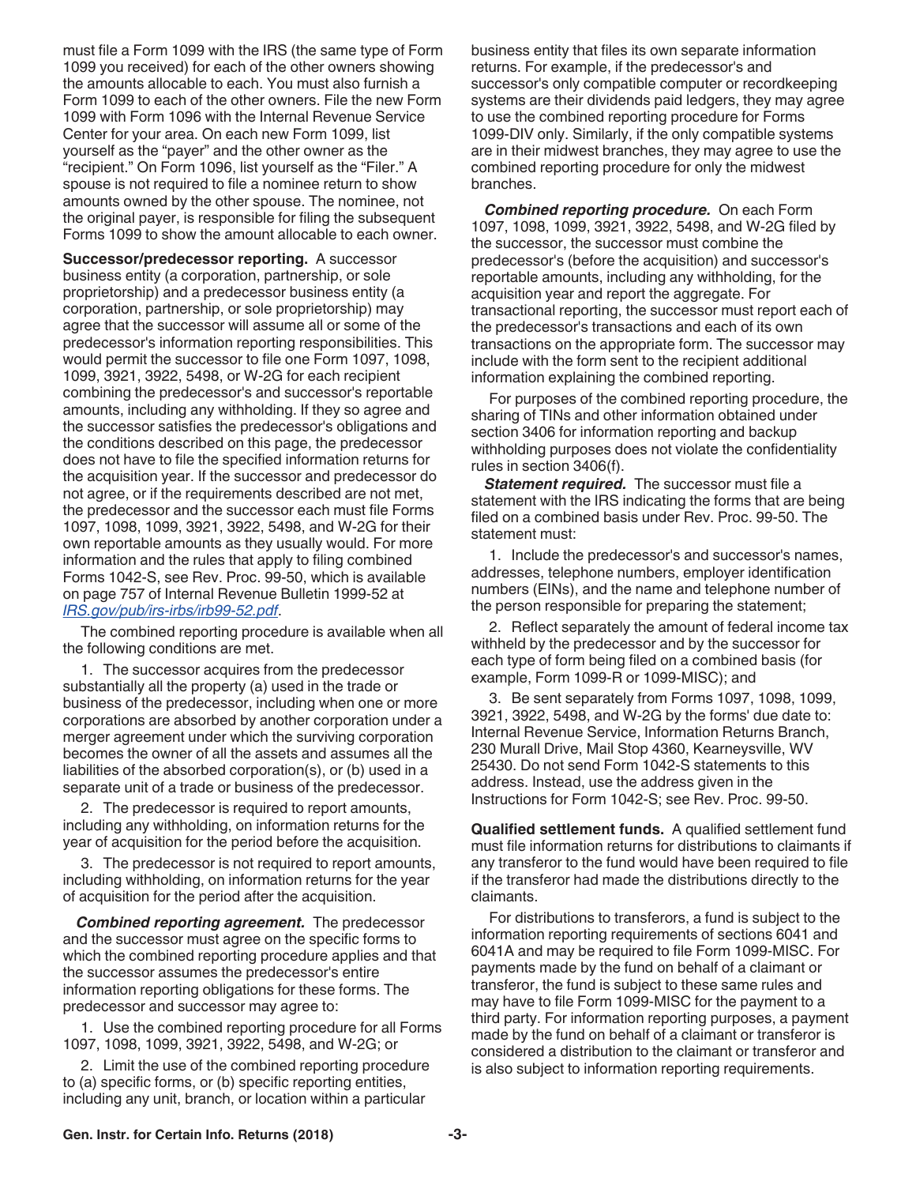must file a Form 1099 with the IRS (the same type of Form 1099 you received) for each of the other owners showing the amounts allocable to each. You must also furnish a Form 1099 to each of the other owners. File the new Form 1099 with Form 1096 with the Internal Revenue Service Center for your area. On each new Form 1099, list yourself as the "payer" and the other owner as the "recipient." On Form 1096, list yourself as the "Filer." A spouse is not required to file a nominee return to show amounts owned by the other spouse. The nominee, not the original payer, is responsible for filing the subsequent Forms 1099 to show the amount allocable to each owner.

**Successor/predecessor reporting.** A successor business entity (a corporation, partnership, or sole proprietorship) and a predecessor business entity (a corporation, partnership, or sole proprietorship) may agree that the successor will assume all or some of the predecessor's information reporting responsibilities. This would permit the successor to file one Form 1097, 1098, 1099, 3921, 3922, 5498, or W-2G for each recipient combining the predecessor's and successor's reportable amounts, including any withholding. If they so agree and the successor satisfies the predecessor's obligations and the conditions described on this page, the predecessor does not have to file the specified information returns for the acquisition year. If the successor and predecessor do not agree, or if the requirements described are not met, the predecessor and the successor each must file Forms 1097, 1098, 1099, 3921, 3922, 5498, and W-2G for their own reportable amounts as they usually would. For more information and the rules that apply to filing combined Forms 1042-S, see Rev. Proc. 99-50, which is available on page 757 of Internal Revenue Bulletin 1999-52 at *IRS.gov/pub/irs-irbs/irb99-52.pdf*.

The combined reporting procedure is available when all the following conditions are met.

1. The successor acquires from the predecessor substantially all the property (a) used in the trade or business of the predecessor, including when one or more corporations are absorbed by another corporation under a merger agreement under which the surviving corporation becomes the owner of all the assets and assumes all the liabilities of the absorbed corporation(s), or (b) used in a separate unit of a trade or business of the predecessor.

2. The predecessor is required to report amounts, including any withholding, on information returns for the year of acquisition for the period before the acquisition.

3. The predecessor is not required to report amounts, including withholding, on information returns for the year of acquisition for the period after the acquisition.

***Combined reporting agreement.*** The predecessor and the successor must agree on the specific forms to which the combined reporting procedure applies and that the successor assumes the predecessor's entire information reporting obligations for these forms. The predecessor and successor may agree to:

1. Use the combined reporting procedure for all Forms 1097, 1098, 1099, 3921, 3922, 5498, and W-2G; or

2. Limit the use of the combined reporting procedure to (a) specific forms, or (b) specific reporting entities, including any unit, branch, or location within a particular business entity that files its own separate information returns. For example, if the predecessor's and successor's only compatible computer or recordkeeping systems are their dividends paid ledgers, they may agree to use the combined reporting procedure for Forms 1099-DIV only. Similarly, if the only compatible systems are in their midwest branches, they may agree to use the combined reporting procedure for only the midwest branches.

***Combined reporting procedure.*** On each Form 1097, 1098, 1099, 3921, 3922, 5498, and W-2G filed by the successor, the successor must combine the predecessor's (before the acquisition) and successor's reportable amounts, including any withholding, for the acquisition year and report the aggregate. For transactional reporting, the successor must report each of the predecessor's transactions and each of its own transactions on the appropriate form. The successor may include with the form sent to the recipient additional information explaining the combined reporting.

For purposes of the combined reporting procedure, the sharing of TINs and other information obtained under section 3406 for information reporting and backup withholding purposes does not violate the confidentiality rules in section 3406(f).

***Statement required.*** The successor must file a statement with the IRS indicating the forms that are being filed on a combined basis under Rev. Proc. 99-50. The statement must:

1. Include the predecessor's and successor's names, addresses, telephone numbers, employer identification numbers (EINs), and the name and telephone number of the person responsible for preparing the statement;

2. Reflect separately the amount of federal income tax withheld by the predecessor and by the successor for each type of form being filed on a combined basis (for example, Form 1099-R or 1099-MISC); and

3. Be sent separately from Forms 1097, 1098, 1099, 3921, 3922, 5498, and W-2G by the forms' due date to: Internal Revenue Service, Information Returns Branch, 230 Murall Drive, Mail Stop 4360, Kearneysville, WV 25430. Do not send Form 1042-S statements to this address. Instead, use the address given in the Instructions for Form 1042-S; see Rev. Proc. 99-50.

**Qualified settlement funds.** A qualified settlement fund must file information returns for distributions to claimants if any transferor to the fund would have been required to file if the transferor had made the distributions directly to the claimants.

For distributions to transferors, a fund is subject to the information reporting requirements of sections 6041 and 6041A and may be required to file Form 1099-MISC. For payments made by the fund on behalf of a claimant or transferor, the fund is subject to these same rules and may have to file Form 1099-MISC for the payment to a third party. For information reporting purposes, a payment made by the fund on behalf of a claimant or transferor is considered a distribution to the claimant or transferor and is also subject to information reporting requirements.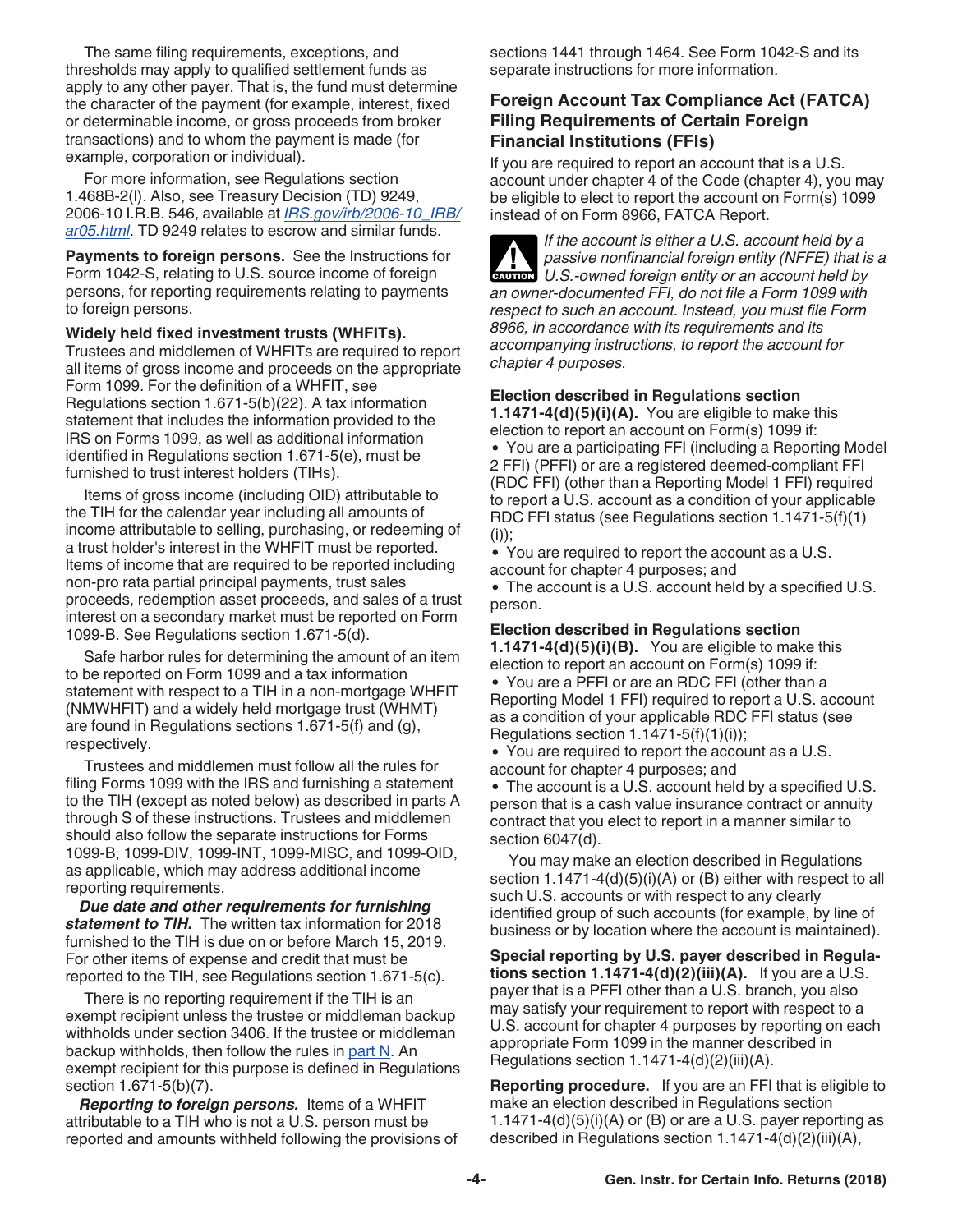The same filing requirements, exceptions, and thresholds may apply to qualified settlement funds as apply to any other payer. That is, the fund must determine the character of the payment (for example, interest, fixed or determinable income, or gross proceeds from broker transactions) and to whom the payment is made (for example, corporation or individual).

For more information, see Regulations section 1.468B-2(l). Also, see Treasury Decision (TD) 9249, 2006-10 I.R.B. 546, available at *IRS.gov/irb/2006-10_IRB/ar05.html*. TD 9249 relates to escrow and similar funds.

**Payments to foreign persons.** See the Instructions for Form 1042-S, relating to U.S. source income of foreign persons, for reporting requirements relating to payments to foreign persons.

**Widely held fixed investment trusts (WHFITs).** Trustees and middlemen of WHFITs are required to report all items of gross income and proceeds on the appropriate Form 1099. For the definition of a WHFIT, see Regulations section 1.671-5(b)(22). A tax information statement that includes the information provided to the IRS on Forms 1099, as well as additional information identified in Regulations section 1.671-5(e), must be furnished to trust interest holders (TIHs).

Items of gross income (including OID) attributable to the TIH for the calendar year including all amounts of income attributable to selling, purchasing, or redeeming of a trust holder's interest in the WHFIT must be reported. Items of income that are required to be reported including non-pro rata partial principal payments, trust sales proceeds, redemption asset proceeds, and sales of a trust interest on a secondary market must be reported on Form 1099-B. See Regulations section 1.671-5(d).

Safe harbor rules for determining the amount of an item to be reported on Form 1099 and a tax information statement with respect to a TIH in a non-mortgage WHFIT (NMWHFIT) and a widely held mortgage trust (WHMT) are found in Regulations sections 1.671-5(f) and (g), respectively.

Trustees and middlemen must follow all the rules for filing Forms 1099 with the IRS and furnishing a statement to the TIH (except as noted below) as described in parts A through S of these instructions. Trustees and middlemen should also follow the separate instructions for Forms 1099-B, 1099-DIV, 1099-INT, 1099-MISC, and 1099-OID, as applicable, which may address additional income reporting requirements.

***Due date and other requirements for furnishing statement to TIH.*** The written tax information for 2018 furnished to the TIH is due on or before March 15, 2019. For other items of expense and credit that must be reported to the TIH, see Regulations section 1.671-5(c).

There is no reporting requirement if the TIH is an exempt recipient unless the trustee or middleman backup withholds under section 3406. If the trustee or middleman backup withholds, then follow the rules in part N. An exempt recipient for this purpose is defined in Regulations section 1.671-5(b)(7).

***Reporting to foreign persons.*** Items of a WHFIT attributable to a TIH who is not a U.S. person must be reported and amounts withheld following the provisions of sections 1441 through 1464. See Form 1042-S and its separate instructions for more information.

## Foreign Account Tax Compliance Act (FATCA) Filing Requirements of Certain Foreign Financial Institutions (FFIs)

If you are required to report an account that is a U.S. account under chapter 4 of the Code (chapter 4), you may be eligible to elect to report the account on Form(s) 1099 instead of on Form 8966, FATCA Report.

CAUTION: *If the account is either a U.S. account held by a passive nonfinancial foreign entity (NFFE) that is a U.S.-owned foreign entity or an account held by an owner-documented FFI, do not file a Form 1099 with respect to such an account. Instead, you must file Form 8966, in accordance with its requirements and its accompanying instructions, to report the account for chapter 4 purposes.*

**Election described in Regulations section 1.1471-4(d)(5)(i)(A).** You are eligible to make this election to report an account on Form(s) 1099 if:

- You are a participating FFI (including a Reporting Model 2 FFI) (PFFI) or are a registered deemed-compliant FFI (RDC FFI) (other than a Reporting Model 1 FFI) required to report a U.S. account as a condition of your applicable RDC FFI status (see Regulations section 1.1471-5(f)(1)(i));
- You are required to report the account as a U.S. account for chapter 4 purposes; and
- The account is a U.S. account held by a specified U.S. person.

**Election described in Regulations section 1.1471-4(d)(5)(i)(B).** You are eligible to make this election to report an account on Form(s) 1099 if:

- You are a PFFI or are an RDC FFI (other than a Reporting Model 1 FFI) required to report a U.S. account as a condition of your applicable RDC FFI status (see Regulations section 1.1471-5(f)(1)(i));
- You are required to report the account as a U.S. account for chapter 4 purposes; and
- The account is a U.S. account held by a specified U.S. person that is a cash value insurance contract or annuity contract that you elect to report in a manner similar to section 6047(d).

You may make an election described in Regulations section 1.1471-4(d)(5)(i)(A) or (B) either with respect to all such U.S. accounts or with respect to any clearly identified group of such accounts (for example, by line of business or by location where the account is maintained).

**Special reporting by U.S. payer described in Regulations section 1.1471-4(d)(2)(iii)(A).** If you are a U.S. payer that is a PFFI other than a U.S. branch, you also may satisfy your requirement to report with respect to a U.S. account for chapter 4 purposes by reporting on each appropriate Form 1099 in the manner described in Regulations section 1.1471-4(d)(2)(iii)(A).

**Reporting procedure.** If you are an FFI that is eligible to make an election described in Regulations section 1.1471-4(d)(5)(i)(A) or (B) or are a U.S. payer reporting as described in Regulations section 1.1471-4(d)(2)(iii)(A),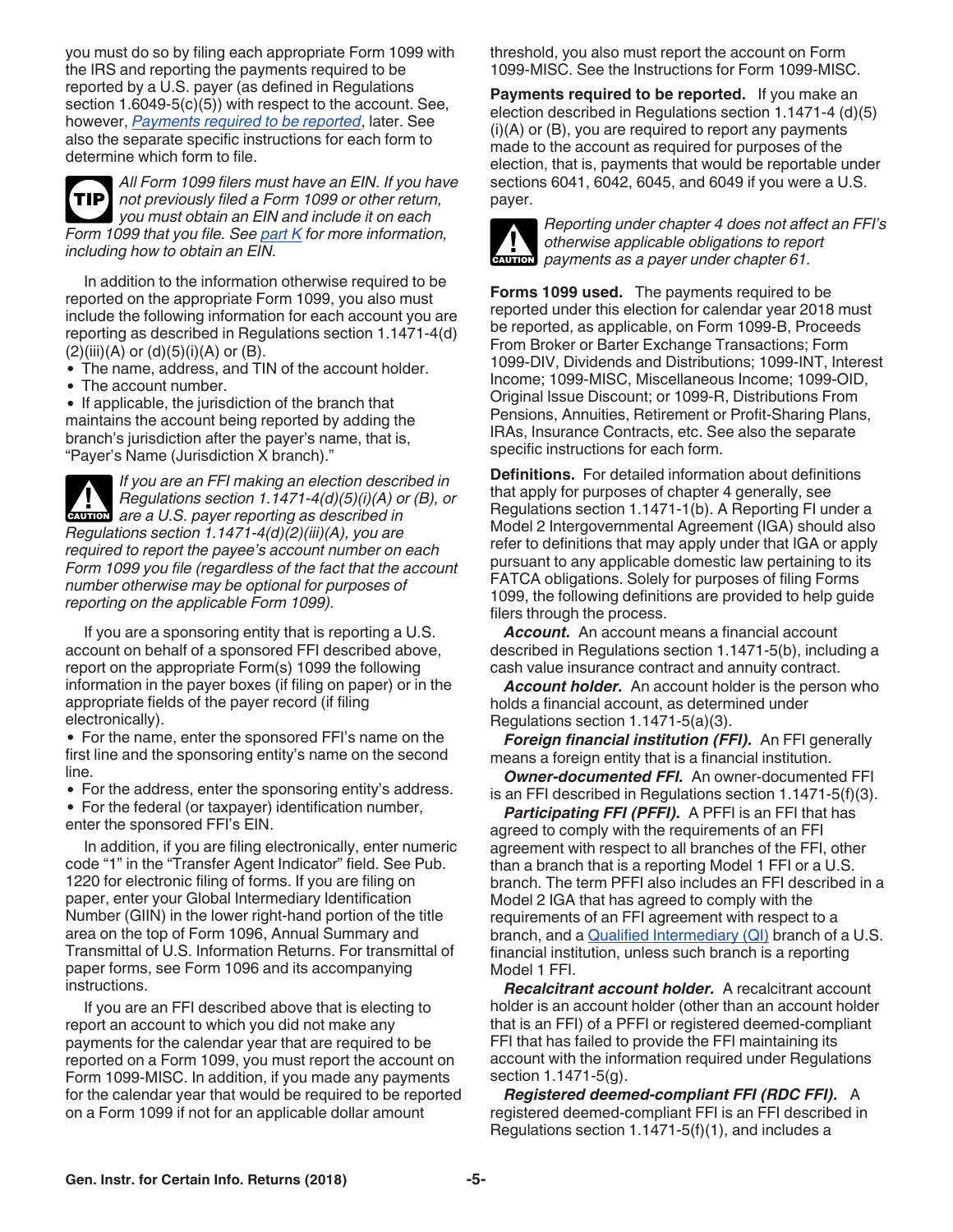you must do so by filing each appropriate Form 1099 with the IRS and reporting the payments required to be reported by a U.S. payer (as defined in Regulations section 1.6049-5(c)(5)) with respect to the account. See, however, *Payments required to be reported*, later. See also the separate specific instructions for each form to determine which form to file.

**TIP** *All Form 1099 filers must have an EIN. If you have not previously filed a Form 1099 or other return, you must obtain an EIN and include it on each Form 1099 that you file. See part K for more information, including how to obtain an EIN.*

In addition to the information otherwise required to be reported on the appropriate Form 1099, you also must include the following information for each account you are reporting as described in Regulations section 1.1471-4(d)(2)(iii)(A) or (d)(5)(i)(A) or (B).

- The name, address, and TIN of the account holder.
- The account number.
- If applicable, the jurisdiction of the branch that maintains the account being reported by adding the branch's jurisdiction after the payer's name, that is, "Payer's Name (Jurisdiction X branch)."

**CAUTION** *If you are an FFI making an election described in Regulations section 1.1471-4(d)(5)(i)(A) or (B), or are a U.S. payer reporting as described in Regulations section 1.1471-4(d)(2)(iii)(A), you are required to report the payee's account number on each Form 1099 you file (regardless of the fact that the account number otherwise may be optional for purposes of reporting on the applicable Form 1099).*

If you are a sponsoring entity that is reporting a U.S. account on behalf of a sponsored FFI described above, report on the appropriate Form(s) 1099 the following information in the payer boxes (if filing on paper) or in the appropriate fields of the payer record (if filing electronically).

- For the name, enter the sponsored FFI's name on the first line and the sponsoring entity's name on the second line.
- For the address, enter the sponsoring entity's address.
- For the federal (or taxpayer) identification number, enter the sponsored FFI's EIN.

In addition, if you are filing electronically, enter numeric code "1" in the "Transfer Agent Indicator" field. See Pub. 1220 for electronic filing of forms. If you are filing on paper, enter your Global Intermediary Identification Number (GIIN) in the lower right-hand portion of the title area on the top of Form 1096, Annual Summary and Transmittal of U.S. Information Returns. For transmittal of paper forms, see Form 1096 and its accompanying instructions.

If you are an FFI described above that is electing to report an account to which you did not make any payments for the calendar year that are required to be reported on a Form 1099, you must report the account on Form 1099-MISC. In addition, if you made any payments for the calendar year that would be required to be reported on a Form 1099 if not for an applicable dollar amount threshold, you also must report the account on Form 1099-MISC. See the Instructions for Form 1099-MISC.

**Payments required to be reported.** If you make an election described in Regulations section 1.1471-4 (d)(5)(i)(A) or (B), you are required to report any payments made to the account as required for purposes of the election, that is, payments that would be reportable under sections 6041, 6042, 6045, and 6049 if you were a U.S. payer.

**CAUTION** *Reporting under chapter 4 does not affect an FFI's otherwise applicable obligations to report payments as a payer under chapter 61.*

**Forms 1099 used.** The payments required to be reported under this election for calendar year 2018 must be reported, as applicable, on Form 1099-B, Proceeds From Broker or Barter Exchange Transactions; Form 1099-DIV, Dividends and Distributions; 1099-INT, Interest Income; 1099-MISC, Miscellaneous Income; 1099-OID, Original Issue Discount; or 1099-R, Distributions From Pensions, Annuities, Retirement or Profit-Sharing Plans, IRAs, Insurance Contracts, etc. See also the separate specific instructions for each form.

**Definitions.** For detailed information about definitions that apply for purposes of chapter 4 generally, see Regulations section 1.1471-1(b). A Reporting FI under a Model 2 Intergovernmental Agreement (IGA) should also refer to definitions that may apply under that IGA or apply pursuant to any applicable domestic law pertaining to its FATCA obligations. Solely for purposes of filing Forms 1099, the following definitions are provided to help guide filers through the process.

***Account.*** An account means a financial account described in Regulations section 1.1471-5(b), including a cash value insurance contract and annuity contract.

***Account holder.*** An account holder is the person who holds a financial account, as determined under Regulations section 1.1471-5(a)(3).

***Foreign financial institution (FFI).*** An FFI generally means a foreign entity that is a financial institution.

***Owner-documented FFI.*** An owner-documented FFI is an FFI described in Regulations section 1.1471-5(f)(3).

***Participating FFI (PFFI).*** A PFFI is an FFI that has agreed to comply with the requirements of an FFI agreement with respect to all branches of the FFI, other than a branch that is a reporting Model 1 FFI or a U.S. branch. The term PFFI also includes an FFI described in a Model 2 IGA that has agreed to comply with the requirements of an FFI agreement with respect to a branch, and a Qualified Intermediary (QI) branch of a U.S. financial institution, unless such branch is a reporting Model 1 FFI.

***Recalcitrant account holder.*** A recalcitrant account holder is an account holder (other than an account holder that is an FFI) of a PFFI or registered deemed-compliant FFI that has failed to provide the FFI maintaining its account with the information required under Regulations section 1.1471-5(g).

***Registered deemed-compliant FFI (RDC FFI).*** A registered deemed-compliant FFI is an FFI described in Regulations section 1.1471-5(f)(1), and includes a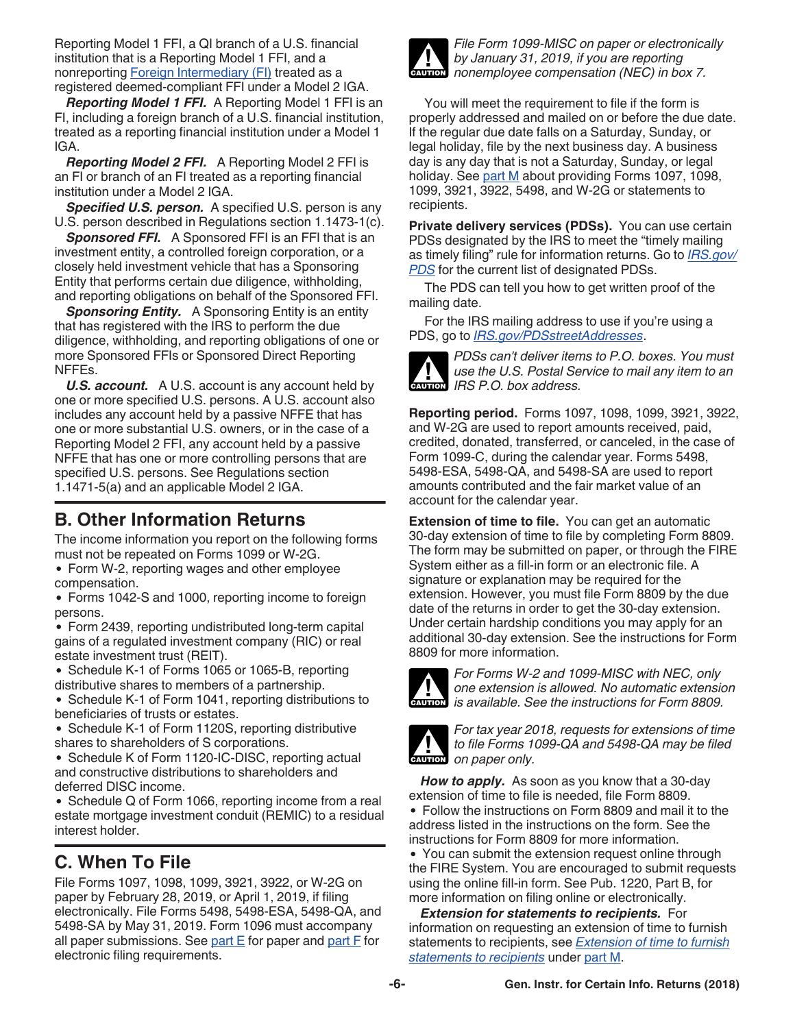Reporting Model 1 FFI, a QI branch of a U.S. financial institution that is a Reporting Model 1 FFI, and a nonreporting Foreign Intermediary (FI) treated as a registered deemed-compliant FFI under a Model 2 IGA.

***Reporting Model 1 FFI.*** A Reporting Model 1 FFI is an FI, including a foreign branch of a U.S. financial institution, treated as a reporting financial institution under a Model 1 IGA.

***Reporting Model 2 FFI.*** A Reporting Model 2 FFI is an FI or branch of an FI treated as a reporting financial institution under a Model 2 IGA.

***Specified U.S. person.*** A specified U.S. person is any U.S. person described in Regulations section 1.1473-1(c).

***Sponsored FFI.*** A Sponsored FFI is an FFI that is an investment entity, a controlled foreign corporation, or a closely held investment vehicle that has a Sponsoring Entity that performs certain due diligence, withholding, and reporting obligations on behalf of the Sponsored FFI.

***Sponsoring Entity.*** A Sponsoring Entity is an entity that has registered with the IRS to perform the due diligence, withholding, and reporting obligations of one or more Sponsored FFIs or Sponsored Direct Reporting NFFEs.

***U.S. account.*** A U.S. account is any account held by one or more specified U.S. persons. A U.S. account also includes any account held by a passive NFFE that has one or more substantial U.S. owners, or in the case of a Reporting Model 2 FFI, any account held by a passive NFFE that has one or more controlling persons that are specified U.S. persons. See Regulations section 1.1471-5(a) and an applicable Model 2 IGA.

## B. Other Information Returns

The income information you report on the following forms must not be repeated on Forms 1099 or W-2G.

- Form W-2, reporting wages and other employee compensation.
- Forms 1042-S and 1000, reporting income to foreign persons.
- Form 2439, reporting undistributed long-term capital gains of a regulated investment company (RIC) or real estate investment trust (REIT).
- Schedule K-1 of Forms 1065 or 1065-B, reporting distributive shares to members of a partnership.
- Schedule K-1 of Form 1041, reporting distributions to beneficiaries of trusts or estates.
- Schedule K-1 of Form 1120S, reporting distributive shares to shareholders of S corporations.
- Schedule K of Form 1120-IC-DISC, reporting actual and constructive distributions to shareholders and deferred DISC income.
- Schedule Q of Form 1066, reporting income from a real estate mortgage investment conduit (REMIC) to a residual interest holder.

## C. When To File

File Forms 1097, 1098, 1099, 3921, 3922, or W-2G on paper by February 28, 2019, or April 1, 2019, if filing electronically. File Forms 5498, 5498-ESA, 5498-QA, and 5498-SA by May 31, 2019. Form 1096 must accompany all paper submissions. See part E for paper and part F for electronic filing requirements.

**CAUTION:** *File Form 1099-MISC on paper or electronically by January 31, 2019, if you are reporting nonemployee compensation (NEC) in box 7.*

You will meet the requirement to file if the form is properly addressed and mailed on or before the due date. If the regular due date falls on a Saturday, Sunday, or legal holiday, file by the next business day. A business day is any day that is not a Saturday, Sunday, or legal holiday. See part M about providing Forms 1097, 1098, 1099, 3921, 3922, 5498, and W-2G or statements to recipients.

**Private delivery services (PDSs).** You can use certain PDSs designated by the IRS to meet the “timely mailing as timely filing” rule for information returns. Go to *IRS.gov/PDS* for the current list of designated PDSs.

The PDS can tell you how to get written proof of the mailing date.

For the IRS mailing address to use if you're using a PDS, go to *IRS.gov/PDSstreetAddresses*.

**CAUTION:** *PDSs can't deliver items to P.O. boxes. You must use the U.S. Postal Service to mail any item to an IRS P.O. box address.*

**Reporting period.** Forms 1097, 1098, 1099, 3921, 3922, and W-2G are used to report amounts received, paid, credited, donated, transferred, or canceled, in the case of Form 1099-C, during the calendar year. Forms 5498, 5498-ESA, 5498-QA, and 5498-SA are used to report amounts contributed and the fair market value of an account for the calendar year.

**Extension of time to file.** You can get an automatic 30-day extension of time to file by completing Form 8809. The form may be submitted on paper, or through the FIRE System either as a fill-in form or an electronic file. A signature or explanation may be required for the extension. However, you must file Form 8809 by the due date of the returns in order to get the 30-day extension. Under certain hardship conditions you may apply for an additional 30-day extension. See the instructions for Form 8809 for more information.

**CAUTION:** *For Forms W-2 and 1099-MISC with NEC, only one extension is allowed. No automatic extension is available. See the instructions for Form 8809.*

**CAUTION:** *For tax year 2018, requests for extensions of time to file Forms 1099-QA and 5498-QA may be filed on paper only.*

***How to apply.*** As soon as you know that a 30-day extension of time to file is needed, file Form 8809.

- Follow the instructions on Form 8809 and mail it to the address listed in the instructions on the form. See the instructions for Form 8809 for more information.
- You can submit the extension request online through the FIRE System. You are encouraged to submit requests using the online fill-in form. See Pub. 1220, Part B, for more information on filing online or electronically.

***Extension for statements to recipients.*** For information on requesting an extension of time to furnish statements to recipients, see *Extension of time to furnish statements to recipients* under part M.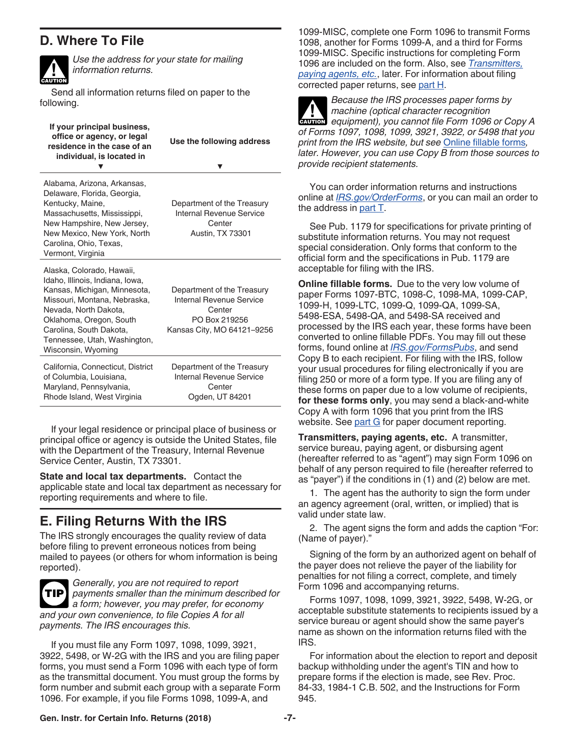## D. Where To File

**CAUTION**

*Use the address for your state for mailing information returns.*

Send all information returns filed on paper to the following.

| If your principal business, office or agency, or legal residence in the case of an individual, is located in ▼ | Use the following address ▼ |
|---|---|
| Alabama, Arizona, Arkansas, Delaware, Florida, Georgia, Kentucky, Maine, Massachusetts, Mississippi, New Hampshire, New Jersey, New Mexico, New York, North Carolina, Ohio, Texas, Vermont, Virginia | Department of the Treasury Internal Revenue Service Center Austin, TX 73301 |
| Alaska, Colorado, Hawaii, Idaho, Illinois, Indiana, Iowa, Kansas, Michigan, Minnesota, Missouri, Montana, Nebraska, Nevada, North Dakota, Oklahoma, Oregon, South Carolina, South Dakota, Tennessee, Utah, Washington, Wisconsin, Wyoming | Department of the Treasury Internal Revenue Service Center PO Box 219256 Kansas City, MO 64121–9256 |
| California, Connecticut, District of Columbia, Louisiana, Maryland, Pennsylvania, Rhode Island, West Virginia | Department of the Treasury Internal Revenue Service Center Ogden, UT 84201 |

If your legal residence or principal place of business or principal office or agency is outside the United States, file with the Department of the Treasury, Internal Revenue Service Center, Austin, TX 73301.

**State and local tax departments.** Contact the applicable state and local tax department as necessary for reporting requirements and where to file.

## E. Filing Returns With the IRS

The IRS strongly encourages the quality review of data before filing to prevent erroneous notices from being mailed to payees (or others for whom information is being reported).

**TIP**

*Generally, you are not required to report payments smaller than the minimum described for a form; however, you may prefer, for economy and your own convenience, to file Copies A for all payments. The IRS encourages this.*

If you must file any Form 1097, 1098, 1099, 3921, 3922, 5498, or W-2G with the IRS and you are filing paper forms, you must send a Form 1096 with each type of form as the transmittal document. You must group the forms by form number and submit each group with a separate Form 1096. For example, if you file Forms 1098, 1099-A, and 1099-MISC, complete one Form 1096 to transmit Forms 1098, another for Forms 1099-A, and a third for Forms 1099-MISC. Specific instructions for completing Form 1096 are included on the form. Also, see *Transmitters, paying agents, etc.*, later. For information about filing corrected paper returns, see part H.

**CAUTION**

*Because the IRS processes paper forms by machine (optical character recognition equipment), you cannot file Form 1096 or Copy A of Forms 1097, 1098, 1099, 3921, 3922, or 5498 that you print from the IRS website, but see Online fillable forms, later. However, you can use Copy B from those sources to provide recipient statements.*

You can order information returns and instructions online at *IRS.gov/OrderForms*, or you can mail an order to the address in part T.

See Pub. 1179 for specifications for private printing of substitute information returns. You may not request special consideration. Only forms that conform to the official form and the specifications in Pub. 1179 are acceptable for filing with the IRS.

**Online fillable forms.** Due to the very low volume of paper Forms 1097-BTC, 1098-C, 1098-MA, 1099-CAP, 1099-H, 1099-LTC, 1099-Q, 1099-QA, 1099-SA, 5498-ESA, 5498-QA, and 5498-SA received and processed by the IRS each year, these forms have been converted to online fillable PDFs. You may fill out these forms, found online at *IRS.gov/FormsPubs*, and send Copy B to each recipient. For filing with the IRS, follow your usual procedures for filing electronically if you are filing 250 or more of a form type. If you are filing any of these forms on paper due to a low volume of recipients, **for these forms only**, you may send a black-and-white Copy A with form 1096 that you print from the IRS website. See part G for paper document reporting.

**Transmitters, paying agents, etc.** A transmitter, service bureau, paying agent, or disbursing agent (hereafter referred to as "agent") may sign Form 1096 on behalf of any person required to file (hereafter referred to as "payer") if the conditions in (1) and (2) below are met.

1. The agent has the authority to sign the form under an agency agreement (oral, written, or implied) that is valid under state law.

2. The agent signs the form and adds the caption "For: (Name of payer)."

Signing of the form by an authorized agent on behalf of the payer does not relieve the payer of the liability for penalties for not filing a correct, complete, and timely Form 1096 and accompanying returns.

Forms 1097, 1098, 1099, 3921, 3922, 5498, W-2G, or acceptable substitute statements to recipients issued by a service bureau or agent should show the same payer's name as shown on the information returns filed with the IRS.

For information about the election to report and deposit backup withholding under the agent's TIN and how to prepare forms if the election is made, see Rev. Proc. 84-33, 1984-1 C.B. 502, and the Instructions for Form 945.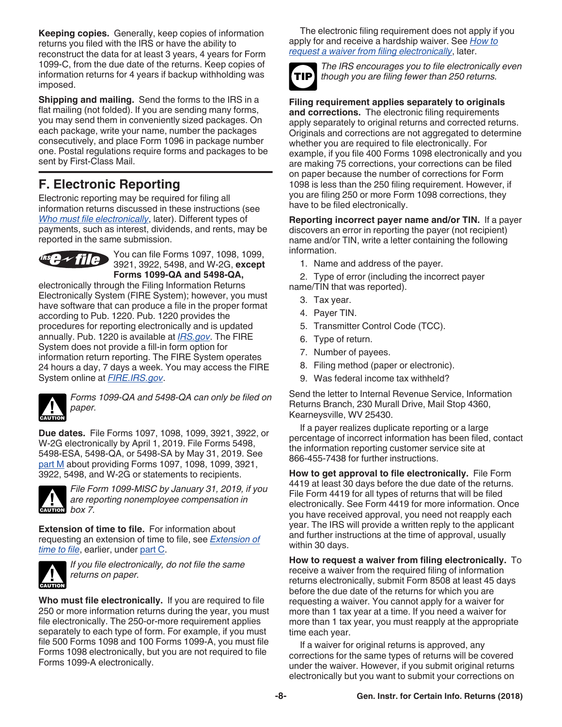**Keeping copies.** Generally, keep copies of information returns you filed with the IRS or have the ability to reconstruct the data for at least 3 years, 4 years for Form 1099-C, from the due date of the returns. Keep copies of information returns for 4 years if backup withholding was imposed.

**Shipping and mailing.** Send the forms to the IRS in a flat mailing (not folded). If you are sending many forms, you may send them in conveniently sized packages. On each package, write your name, number the packages consecutively, and place Form 1096 in package number one. Postal regulations require forms and packages to be sent by First-Class Mail.

## F. Electronic Reporting

Electronic reporting may be required for filing all information returns discussed in these instructions (see *Who must file electronically*, later). Different types of payments, such as interest, dividends, and rents, may be reported in the same submission.

You can file Forms 1097, 1098, 1099, 3921, 3922, 5498, and W-2G, **except Forms 1099-QA and 5498-QA,** electronically through the Filing Information Returns Electronically System (FIRE System); however, you must have software that can produce a file in the proper format according to Pub. 1220. Pub. 1220 provides the procedures for reporting electronically and is updated annually. Pub. 1220 is available at *IRS.gov*. The FIRE System does not provide a fill-in form option for information return reporting. The FIRE System operates 24 hours a day, 7 days a week. You may access the FIRE System online at *FIRE.IRS.gov*.

**CAUTION** *Forms 1099-QA and 5498-QA can only be filed on paper.*

**Due dates.** File Forms 1097, 1098, 1099, 3921, 3922, or W-2G electronically by April 1, 2019. File Forms 5498, 5498-ESA, 5498-QA, or 5498-SA by May 31, 2019. See part M about providing Forms 1097, 1098, 1099, 3921, 3922, 5498, and W-2G or statements to recipients.

**CAUTION** *File Form 1099-MISC by January 31, 2019, if you are reporting nonemployee compensation in box 7.*

**Extension of time to file.** For information about requesting an extension of time to file, see *Extension of time to file*, earlier, under part C.

**CAUTION** *If you file electronically, do not file the same returns on paper.*

**Who must file electronically.** If you are required to file 250 or more information returns during the year, you must file electronically. The 250-or-more requirement applies separately to each type of form. For example, if you must file 500 Forms 1098 and 100 Forms 1099-A, you must file Forms 1098 electronically, but you are not required to file Forms 1099-A electronically.

The electronic filing requirement does not apply if you apply for and receive a hardship waiver. See *How to request a waiver from filing electronically*, later.

**TIP** *The IRS encourages you to file electronically even though you are filing fewer than 250 returns.*

**Filing requirement applies separately to originals and corrections.** The electronic filing requirements apply separately to original returns and corrected returns. Originals and corrections are not aggregated to determine whether you are required to file electronically. For example, if you file 400 Forms 1098 electronically and you are making 75 corrections, your corrections can be filed on paper because the number of corrections for Form 1098 is less than the 250 filing requirement. However, if you are filing 250 or more Form 1098 corrections, they have to be filed electronically.

**Reporting incorrect payer name and/or TIN.** If a payer discovers an error in reporting the payer (not recipient) name and/or TIN, write a letter containing the following information.

1. Name and address of the payer.
2. Type of error (including the incorrect payer name/TIN that was reported).
3. Tax year.
4. Payer TIN.
5. Transmitter Control Code (TCC).
6. Type of return.
7. Number of payees.
8. Filing method (paper or electronic).
9. Was federal income tax withheld?

Send the letter to Internal Revenue Service, Information Returns Branch, 230 Murall Drive, Mail Stop 4360, Kearneysville, WV 25430.

If a payer realizes duplicate reporting or a large percentage of incorrect information has been filed, contact the information reporting customer service site at 866-455-7438 for further instructions.

**How to get approval to file electronically.** File Form 4419 at least 30 days before the due date of the returns. File Form 4419 for all types of returns that will be filed electronically. See Form 4419 for more information. Once you have received approval, you need not reapply each year. The IRS will provide a written reply to the applicant and further instructions at the time of approval, usually within 30 days.

**How to request a waiver from filing electronically.** To receive a waiver from the required filing of information returns electronically, submit Form 8508 at least 45 days before the due date of the returns for which you are requesting a waiver. You cannot apply for a waiver for more than 1 tax year at a time. If you need a waiver for more than 1 tax year, you must reapply at the appropriate time each year.

If a waiver for original returns is approved, any corrections for the same types of returns will be covered under the waiver. However, if you submit original returns electronically but you want to submit your corrections on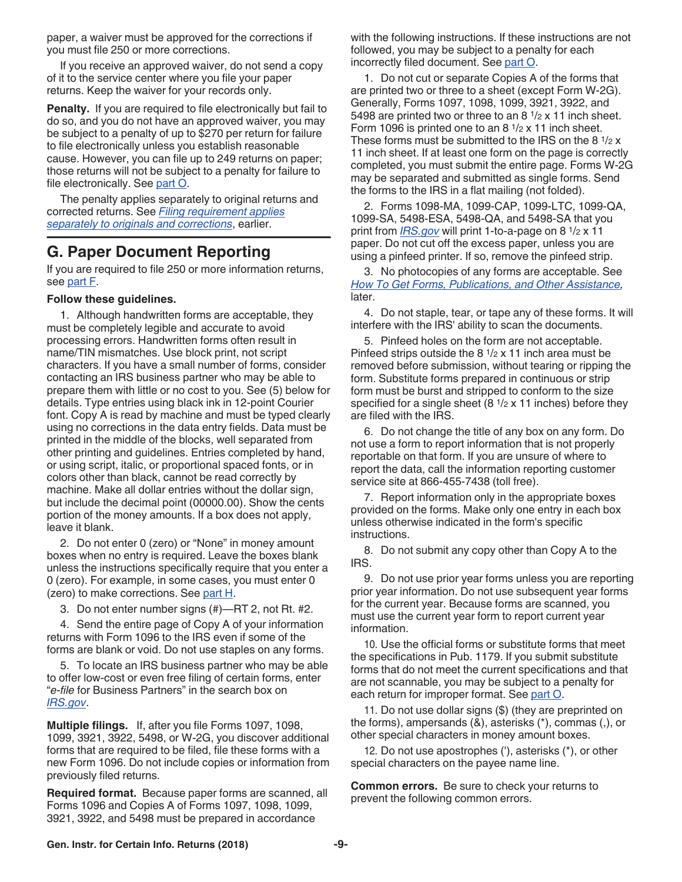paper, a waiver must be approved for the corrections if you must file 250 or more corrections.

If you receive an approved waiver, do not send a copy of it to the service center where you file your paper returns. Keep the waiver for your records only.

**Penalty.** If you are required to file electronically but fail to do so, and you do not have an approved waiver, you may be subject to a penalty of up to $270 per return for failure to file electronically unless you establish reasonable cause. However, you can file up to 249 returns on paper; those returns will not be subject to a penalty for failure to file electronically. See part O.

The penalty applies separately to original returns and corrected returns. See *Filing requirement applies separately to originals and corrections*, earlier.

## G. Paper Document Reporting

If you are required to file 250 or more information returns, see part F.

**Follow these guidelines.**

1. Although handwritten forms are acceptable, they must be completely legible and accurate to avoid processing errors. Handwritten forms often result in name/TIN mismatches. Use block print, not script characters. If you have a small number of forms, consider contacting an IRS business partner who may be able to prepare them with little or no cost to you. See (5) below for details. Type entries using black ink in 12-point Courier font. Copy A is read by machine and must be typed clearly using no corrections in the data entry fields. Data must be printed in the middle of the blocks, well separated from other printing and guidelines. Entries completed by hand, or using script, italic, or proportional spaced fonts, or in colors other than black, cannot be read correctly by machine. Make all dollar entries without the dollar sign, but include the decimal point (00000.00). Show the cents portion of the money amounts. If a box does not apply, leave it blank.

2. Do not enter 0 (zero) or "None" in money amount boxes when no entry is required. Leave the boxes blank unless the instructions specifically require that you enter a 0 (zero). For example, in some cases, you must enter 0 (zero) to make corrections. See part H.

3. Do not enter number signs (#)—RT 2, not Rt. #2.

4. Send the entire page of Copy A of your information returns with Form 1096 to the IRS even if some of the forms are blank or void. Do not use staples on any forms.

5. To locate an IRS business partner who may be able to offer low-cost or even free filing of certain forms, enter "*e-file* for Business Partners" in the search box on *IRS.gov*.

**Multiple filings.** If, after you file Forms 1097, 1098, 1099, 3921, 3922, 5498, or W-2G, you discover additional forms that are required to be filed, file these forms with a new Form 1096. Do not include copies or information from previously filed returns.

**Required format.** Because paper forms are scanned, all Forms 1096 and Copies A of Forms 1097, 1098, 1099, 3921, 3922, and 5498 must be prepared in accordance with the following instructions. If these instructions are not followed, you may be subject to a penalty for each incorrectly filed document. See part O.

1. Do not cut or separate Copies A of the forms that are printed two or three to a sheet (except Form W-2G). Generally, Forms 1097, 1098, 1099, 3921, 3922, and 5498 are printed two or three to an 8 1/2 x 11 inch sheet. Form 1096 is printed one to an 8 1/2 x 11 inch sheet. These forms must be submitted to the IRS on the 8 1/2 x 11 inch sheet. If at least one form on the page is correctly completed, you must submit the entire page. Forms W-2G may be separated and submitted as single forms. Send the forms to the IRS in a flat mailing (not folded).

2. Forms 1098-MA, 1099-CAP, 1099-LTC, 1099-QA, 1099-SA, 5498-ESA, 5498-QA, and 5498-SA that you print from *IRS.gov* will print 1-to-a-page on 8 1/2 x 11 paper. Do not cut off the excess paper, unless you are using a pinfeed printer. If so, remove the pinfeed strip.

3. No photocopies of any forms are acceptable. See *How To Get Forms, Publications, and Other Assistance*, later.

4. Do not staple, tear, or tape any of these forms. It will interfere with the IRS' ability to scan the documents.

5. Pinfeed holes on the form are not acceptable. Pinfeed strips outside the 8 1/2 x 11 inch area must be removed before submission, without tearing or ripping the form. Substitute forms prepared in continuous or strip form must be burst and stripped to conform to the size specified for a single sheet (8 1/2 x 11 inches) before they are filed with the IRS.

6. Do not change the title of any box on any form. Do not use a form to report information that is not properly reportable on that form. If you are unsure of where to report the data, call the information reporting customer service site at 866-455-7438 (toll free).

7. Report information only in the appropriate boxes provided on the forms. Make only one entry in each box unless otherwise indicated in the form's specific instructions.

8. Do not submit any copy other than Copy A to the IRS.

9. Do not use prior year forms unless you are reporting prior year information. Do not use subsequent year forms for the current year. Because forms are scanned, you must use the current year form to report current year information.

10. Use the official forms or substitute forms that meet the specifications in Pub. 1179. If you submit substitute forms that do not meet the current specifications and that are not scannable, you may be subject to a penalty for each return for improper format. See part O.

11. Do not use dollar signs ($) (they are preprinted on the forms), ampersands (&), asterisks (*), commas (,), or other special characters in money amount boxes.

12. Do not use apostrophes ('), asterisks (*), or other special characters on the payee name line.

**Common errors.** Be sure to check your returns to prevent the following common errors.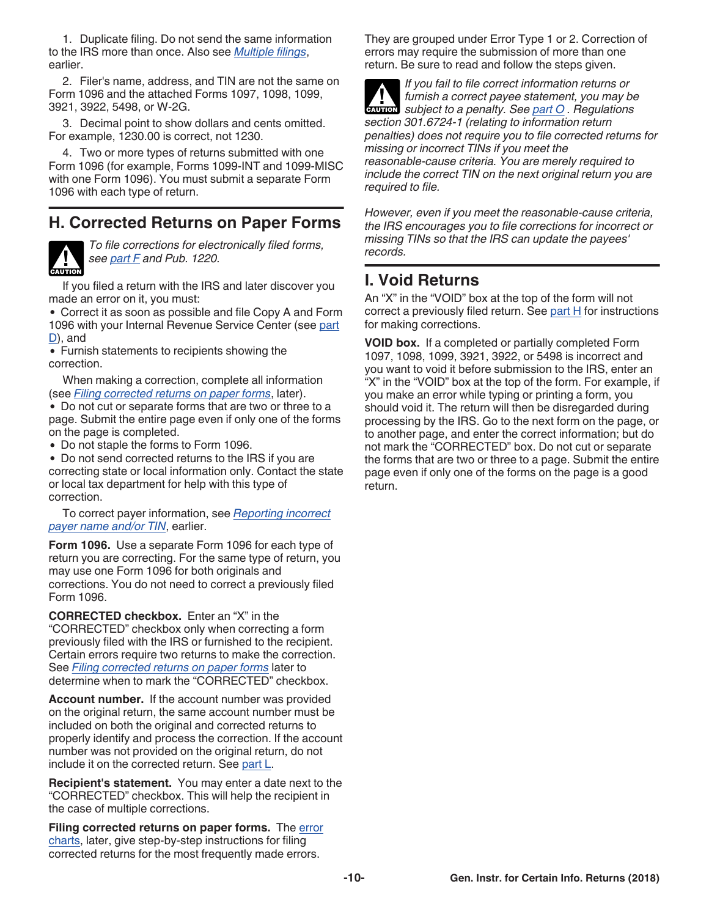1. Duplicate filing. Do not send the same information to the IRS more than once. Also see *Multiple filings*, earlier.

2. Filer's name, address, and TIN are not the same on Form 1096 and the attached Forms 1097, 1098, 1099, 3921, 3922, 5498, or W-2G.

3. Decimal point to show dollars and cents omitted. For example, 1230.00 is correct, not 1230.

4. Two or more types of returns submitted with one Form 1096 (for example, Forms 1099-INT and 1099-MISC with one Form 1096). You must submit a separate Form 1096 with each type of return.

## H. Corrected Returns on Paper Forms

**CAUTION** *To file corrections for electronically filed forms, see part F and Pub. 1220.*

If you filed a return with the IRS and later discover you made an error on it, you must:

- Correct it as soon as possible and file Copy A and Form 1096 with your Internal Revenue Service Center (see part D), and
- Furnish statements to recipients showing the correction.

When making a correction, complete all information (see *Filing corrected returns on paper forms*, later).

- Do not cut or separate forms that are two or three to a page. Submit the entire page even if only one of the forms on the page is completed.
- Do not staple the forms to Form 1096.
- Do not send corrected returns to the IRS if you are correcting state or local information only. Contact the state or local tax department for help with this type of correction.

To correct payer information, see *Reporting incorrect payer name and/or TIN*, earlier.

**Form 1096.** Use a separate Form 1096 for each type of return you are correcting. For the same type of return, you may use one Form 1096 for both originals and corrections. You do not need to correct a previously filed Form 1096.

**CORRECTED checkbox.** Enter an "X" in the "CORRECTED" checkbox only when correcting a form previously filed with the IRS or furnished to the recipient. Certain errors require two returns to make the correction. See *Filing corrected returns on paper forms* later to determine when to mark the "CORRECTED" checkbox.

**Account number.** If the account number was provided on the original return, the same account number must be included on both the original and corrected returns to properly identify and process the correction. If the account number was not provided on the original return, do not include it on the corrected return. See part L.

**Recipient's statement.** You may enter a date next to the "CORRECTED" checkbox. This will help the recipient in the case of multiple corrections.

**Filing corrected returns on paper forms.** The error charts, later, give step-by-step instructions for filing corrected returns for the most frequently made errors. They are grouped under Error Type 1 or 2. Correction of errors may require the submission of more than one return. Be sure to read and follow the steps given.

**CAUTION** *If you fail to file correct information returns or furnish a correct payee statement, you may be subject to a penalty. See part O . Regulations section 301.6724-1 (relating to information return penalties) does not require you to file corrected returns for missing or incorrect TINs if you meet the reasonable-cause criteria. You are merely required to include the correct TIN on the next original return you are required to file.*

*However, even if you meet the reasonable-cause criteria, the IRS encourages you to file corrections for incorrect or missing TINs so that the IRS can update the payees' records.*

## I. Void Returns

An "X" in the "VOID" box at the top of the form will not correct a previously filed return. See part H for instructions for making corrections.

**VOID box.** If a completed or partially completed Form 1097, 1098, 1099, 3921, 3922, or 5498 is incorrect and you want to void it before submission to the IRS, enter an "X" in the "VOID" box at the top of the form. For example, if you make an error while typing or printing a form, you should void it. The return will then be disregarded during processing by the IRS. Go to the next form on the page, or to another page, and enter the correct information; but do not mark the "CORRECTED" box. Do not cut or separate the forms that are two or three to a page. Submit the entire page even if only one of the forms on the page is a good return.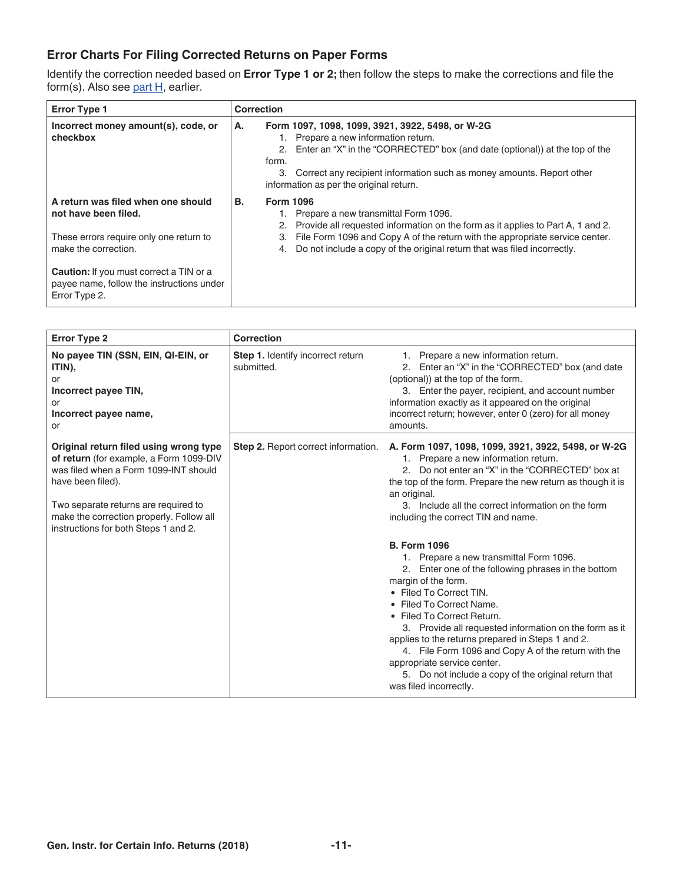## Error Charts For Filing Corrected Returns on Paper Forms

Identify the correction needed based on **Error Type 1 or 2;** then follow the steps to make the corrections and file the form(s). Also see part H, earlier.

| Error Type 1 | Correction |
| --- | --- |
| **Incorrect money amount(s), code, or checkbox** | **A. Form 1097, 1098, 1099, 3921, 3922, 5498, or W-2G**<br>1. Prepare a new information return.<br>2. Enter an "X" in the "CORRECTED" box (and date (optional)) at the top of the form.<br>3. Correct any recipient information such as money amounts. Report other information as per the original return. |
| **A return was filed when one should not have been filed.**<br><br>These errors require only one return to make the correction.<br><br>**Caution:** If you must correct a TIN or a payee name, follow the instructions under Error Type 2. | **B. Form 1096**<br>1. Prepare a new transmittal Form 1096.<br>2. Provide all requested information on the form as it applies to Part A, 1 and 2.<br>3. File Form 1096 and Copy A of the return with the appropriate service center.<br>4. Do not include a copy of the original return that was filed incorrectly. |

| Error Type 2 | Correction | |
| --- | --- | --- |
| **No payee TIN (SSN, EIN, QI-EIN, or ITIN),**<br>or<br>**Incorrect payee TIN,**<br>or<br>**Incorrect payee name,**<br>or | **Step 1.** Identify incorrect return submitted. | 1. Prepare a new information return.<br>2. Enter an "X" in the "CORRECTED" box (and date (optional)) at the top of the form.<br>3. Enter the payer, recipient, and account number information exactly as it appeared on the original incorrect return; however, enter 0 (zero) for all money amounts. |
| **Original return filed using wrong type of return** (for example, a Form 1099-DIV was filed when a Form 1099-INT should have been filed).<br><br>Two separate returns are required to make the correction properly. Follow all instructions for both Steps 1 and 2. | **Step 2.** Report correct information. | **A. Form 1097, 1098, 1099, 3921, 3922, 5498, or W-2G**<br>1. Prepare a new information return.<br>2. Do not enter an "X" in the "CORRECTED" box at the top of the form. Prepare the new return as though it is an original.<br>3. Include all the correct information on the form including the correct TIN and name.<br><br>**B. Form 1096**<br>1. Prepare a new transmittal Form 1096.<br>2. Enter one of the following phrases in the bottom margin of the form.<br>• Filed To Correct TIN.<br>• Filed To Correct Name.<br>• Filed To Correct Return.<br>3. Provide all requested information on the form as it applies to the returns prepared in Steps 1 and 2.<br>4. File Form 1096 and Copy A of the return with the appropriate service center.<br>5. Do not include a copy of the original return that was filed incorrectly. |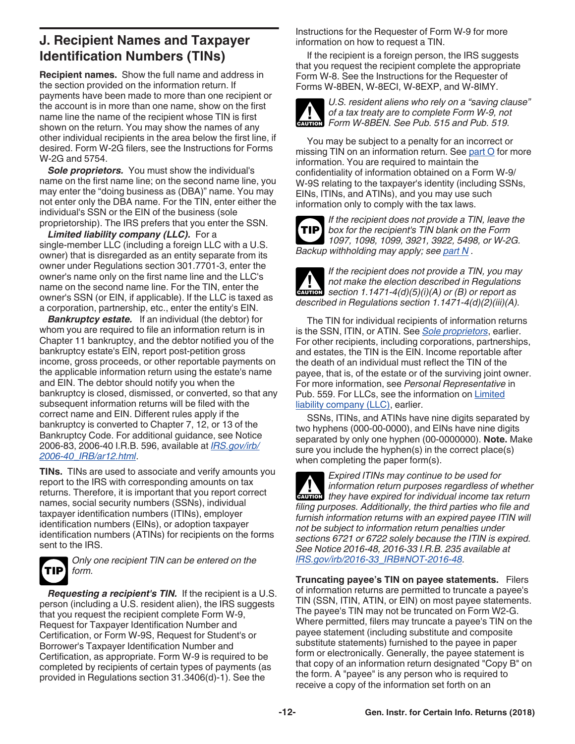## J. Recipient Names and Taxpayer Identification Numbers (TINs)

**Recipient names.** Show the full name and address in the section provided on the information return. If payments have been made to more than one recipient or the account is in more than one name, show on the first name line the name of the recipient whose TIN is first shown on the return. You may show the names of any other individual recipients in the area below the first line, if desired. Form W-2G filers, see the Instructions for Forms W-2G and 5754.

***Sole proprietors.*** You must show the individual's name on the first name line; on the second name line, you may enter the "doing business as (DBA)" name. You may not enter only the DBA name. For the TIN, enter either the individual's SSN or the EIN of the business (sole proprietorship). The IRS prefers that you enter the SSN.

***Limited liability company (LLC).*** For a single-member LLC (including a foreign LLC with a U.S. owner) that is disregarded as an entity separate from its owner under Regulations section 301.7701-3, enter the owner's name only on the first name line and the LLC's name on the second name line. For the TIN, enter the owner's SSN (or EIN, if applicable). If the LLC is taxed as a corporation, partnership, etc., enter the entity's EIN.

***Bankruptcy estate.*** If an individual (the debtor) for whom you are required to file an information return is in Chapter 11 bankruptcy, and the debtor notified you of the bankruptcy estate's EIN, report post-petition gross income, gross proceeds, or other reportable payments on the applicable information return using the estate's name and EIN. The debtor should notify you when the bankruptcy is closed, dismissed, or converted, so that any subsequent information returns will be filed with the correct name and EIN. Different rules apply if the bankruptcy is converted to Chapter 7, 12, or 13 of the Bankruptcy Code. For additional guidance, see Notice 2006-83, 2006-40 I.R.B. 596, available at *IRS.gov/irb/2006-40_IRB/ar12.html*.

**TINs.** TINs are used to associate and verify amounts you report to the IRS with corresponding amounts on tax returns. Therefore, it is important that you report correct names, social security numbers (SSNs), individual taxpayer identification numbers (ITINs), employer identification numbers (EINs), or adoption taxpayer identification numbers (ATINs) for recipients on the forms sent to the IRS.

TIP *Only one recipient TIN can be entered on the form.*

***Requesting a recipient's TIN.*** If the recipient is a U.S. person (including a U.S. resident alien), the IRS suggests that you request the recipient complete Form W-9, Request for Taxpayer Identification Number and Certification, or Form W-9S, Request for Student's or Borrower's Taxpayer Identification Number and Certification, as appropriate. Form W-9 is required to be completed by recipients of certain types of payments (as provided in Regulations section 31.3406(d)-1). See the Instructions for the Requester of Form W-9 for more information on how to request a TIN.

If the recipient is a foreign person, the IRS suggests that you request the recipient complete the appropriate Form W-8. See the Instructions for the Requester of Forms W-8BEN, W-8ECI, W-8EXP, and W-8IMY.

CAUTION *U.S. resident aliens who rely on a "saving clause" of a tax treaty are to complete Form W-9, not Form W-8BEN. See Pub. 515 and Pub. 519.*

You may be subject to a penalty for an incorrect or missing TIN on an information return. See part O for more information. You are required to maintain the confidentiality of information obtained on a Form W-9/W-9S relating to the taxpayer's identity (including SSNs, EINs, ITINs, and ATINs), and you may use such information only to comply with the tax laws.

TIP *If the recipient does not provide a TIN, leave the box for the recipient's TIN blank on the Form 1097, 1098, 1099, 3921, 3922, 5498, or W-2G. Backup withholding may apply; see part N .*

CAUTION *If the recipient does not provide a TIN, you may not make the election described in Regulations section 1.1471-4(d)(5)(i)(A) or (B) or report as described in Regulations section 1.1471-4(d)(2)(iii)(A).*

The TIN for individual recipients of information returns is the SSN, ITIN, or ATIN. See *Sole proprietors*, earlier. For other recipients, including corporations, partnerships, and estates, the TIN is the EIN. Income reportable after the death of an individual must reflect the TIN of the payee, that is, of the estate or of the surviving joint owner. For more information, see *Personal Representative* in Pub. 559. For LLCs, see the information on Limited liability company (LLC), earlier.

SSNs, ITINs, and ATINs have nine digits separated by two hyphens (000-00-0000), and EINs have nine digits separated by only one hyphen (00-0000000). **Note.** Make sure you include the hyphen(s) in the correct place(s) when completing the paper form(s).

CAUTION *Expired ITINs may continue to be used for information return purposes regardless of whether they have expired for individual income tax return filing purposes. Additionally, the third parties who file and furnish information returns with an expired payee ITIN will not be subject to information return penalties under sections 6721 or 6722 solely because the ITIN is expired. See Notice 2016-48, 2016-33 I.R.B. 235 available at IRS.gov/irb/2016-33_IRB#NOT-2016-48.*

**Truncating payee's TIN on payee statements.** Filers of information returns are permitted to truncate a payee's TIN (SSN, ITIN, ATIN, or EIN) on most payee statements. The payee's TIN may not be truncated on Form W2-G. Where permitted, filers may truncate a payee's TIN on the payee statement (including substitute and composite substitute statements) furnished to the payee in paper form or electronically. Generally, the payee statement is that copy of an information return designated "Copy B" on the form. A "payee" is any person who is required to receive a copy of the information set forth on an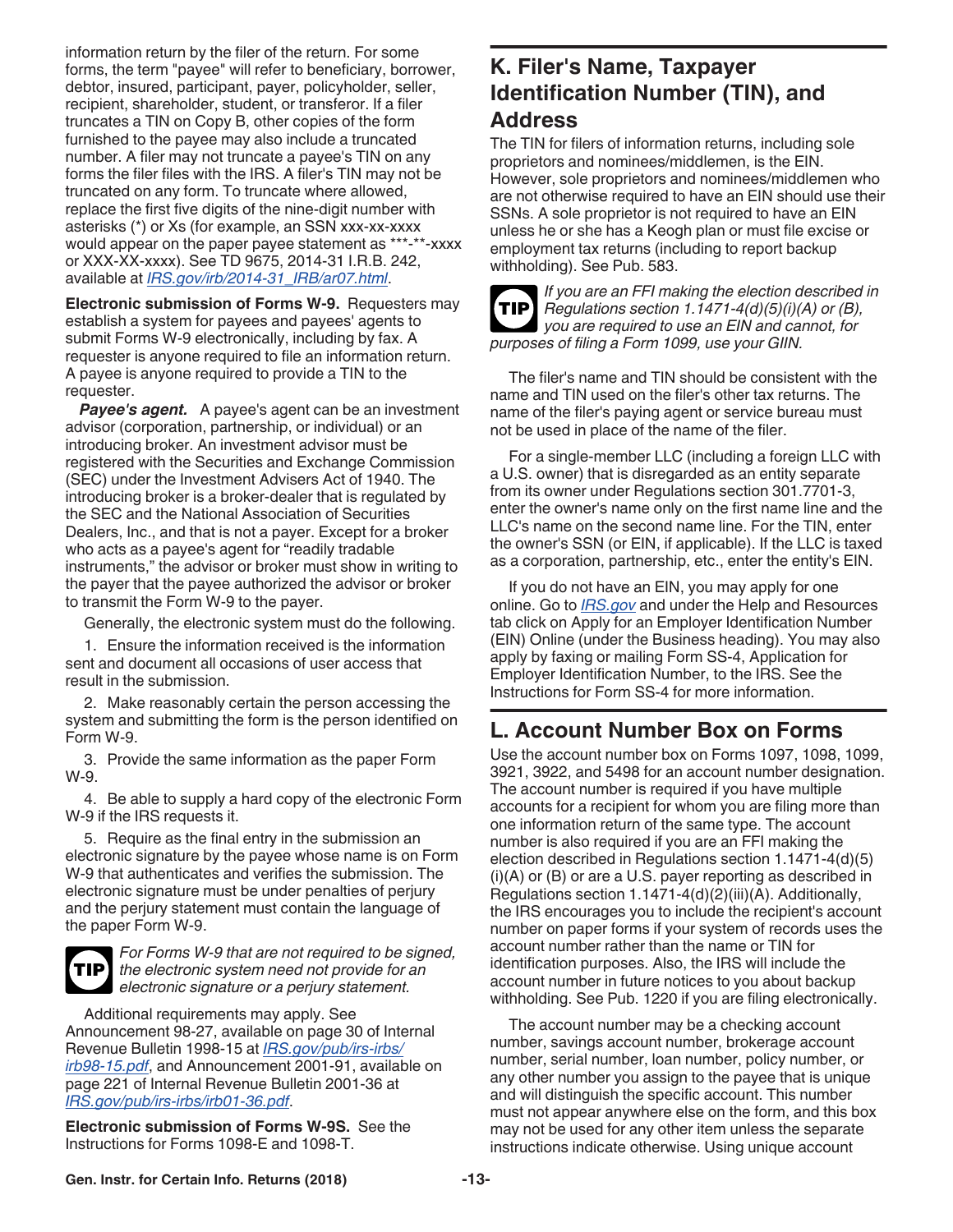information return by the filer of the return. For some forms, the term "payee" will refer to beneficiary, borrower, debtor, insured, participant, payer, policyholder, seller, recipient, shareholder, student, or transferor. If a filer truncates a TIN on Copy B, other copies of the form furnished to the payee may also include a truncated number. A filer may not truncate a payee's TIN on any forms the filer files with the IRS. A filer's TIN may not be truncated on any form. To truncate where allowed, replace the first five digits of the nine-digit number with asterisks (*) or Xs (for example, an SSN xxx-xx-xxxx would appear on the paper payee statement as ***-**-xxxx or XXX-XX-xxxx). See TD 9675, 2014-31 I.R.B. 242, available at *IRS.gov/irb/2014-31_IRB/ar07.html*.

**Electronic submission of Forms W-9.** Requesters may establish a system for payees and payees' agents to submit Forms W-9 electronically, including by fax. A requester is anyone required to file an information return. A payee is anyone required to provide a TIN to the requester.

***Payee's agent.*** A payee's agent can be an investment advisor (corporation, partnership, or individual) or an introducing broker. An investment advisor must be registered with the Securities and Exchange Commission (SEC) under the Investment Advisers Act of 1940. The introducing broker is a broker-dealer that is regulated by the SEC and the National Association of Securities Dealers, Inc., and that is not a payer. Except for a broker who acts as a payee's agent for "readily tradable instruments," the advisor or broker must show in writing to the payer that the payee authorized the advisor or broker to transmit the Form W-9 to the payer.

Generally, the electronic system must do the following.

1. Ensure the information received is the information sent and document all occasions of user access that result in the submission.

2. Make reasonably certain the person accessing the system and submitting the form is the person identified on Form W-9.

3. Provide the same information as the paper Form W-9.

4. Be able to supply a hard copy of the electronic Form W-9 if the IRS requests it.

5. Require as the final entry in the submission an electronic signature by the payee whose name is on Form W-9 that authenticates and verifies the submission. The electronic signature must be under penalties of perjury and the perjury statement must contain the language of the paper Form W-9.

**TIP** *For Forms W-9 that are not required to be signed, the electronic system need not provide for an electronic signature or a perjury statement.*

Additional requirements may apply. See Announcement 98-27, available on page 30 of Internal Revenue Bulletin 1998-15 at *IRS.gov/pub/irs-irbs/irb98-15.pdf*, and Announcement 2001-91, available on page 221 of Internal Revenue Bulletin 2001-36 at *IRS.gov/pub/irs-irbs/irb01-36.pdf*.

**Electronic submission of Forms W-9S.** See the Instructions for Forms 1098-E and 1098-T.

## K. Filer's Name, Taxpayer Identification Number (TIN), and Address

The TIN for filers of information returns, including sole proprietors and nominees/middlemen, is the EIN. However, sole proprietors and nominees/middlemen who are not otherwise required to have an EIN should use their SSNs. A sole proprietor is not required to have an EIN unless he or she has a Keogh plan or must file excise or employment tax returns (including to report backup withholding). See Pub. 583.

**TIP** *If you are an FFI making the election described in Regulations section 1.1471-4(d)(5)(i)(A) or (B), you are required to use an EIN and cannot, for purposes of filing a Form 1099, use your GIIN.*

The filer's name and TIN should be consistent with the name and TIN used on the filer's other tax returns. The name of the filer's paying agent or service bureau must not be used in place of the name of the filer.

For a single-member LLC (including a foreign LLC with a U.S. owner) that is disregarded as an entity separate from its owner under Regulations section 301.7701-3, enter the owner's name only on the first name line and the LLC's name on the second name line. For the TIN, enter the owner's SSN (or EIN, if applicable). If the LLC is taxed as a corporation, partnership, etc., enter the entity's EIN.

If you do not have an EIN, you may apply for one online. Go to *IRS.gov* and under the Help and Resources tab click on Apply for an Employer Identification Number (EIN) Online (under the Business heading). You may also apply by faxing or mailing Form SS-4, Application for Employer Identification Number, to the IRS. See the Instructions for Form SS-4 for more information.

## L. Account Number Box on Forms

Use the account number box on Forms 1097, 1098, 1099, 3921, 3922, and 5498 for an account number designation. The account number is required if you have multiple accounts for a recipient for whom you are filing more than one information return of the same type. The account number is also required if you are an FFI making the election described in Regulations section 1.1471-4(d)(5)(i)(A) or (B) or are a U.S. payer reporting as described in Regulations section 1.1471-4(d)(2)(iii)(A). Additionally, the IRS encourages you to include the recipient's account number on paper forms if your system of records uses the account number rather than the name or TIN for identification purposes. Also, the IRS will include the account number in future notices to you about backup withholding. See Pub. 1220 if you are filing electronically.

The account number may be a checking account number, savings account number, brokerage account number, serial number, loan number, policy number, or any other number you assign to the payee that is unique and will distinguish the specific account. This number must not appear anywhere else on the form, and this box may not be used for any other item unless the separate instructions indicate otherwise. Using unique account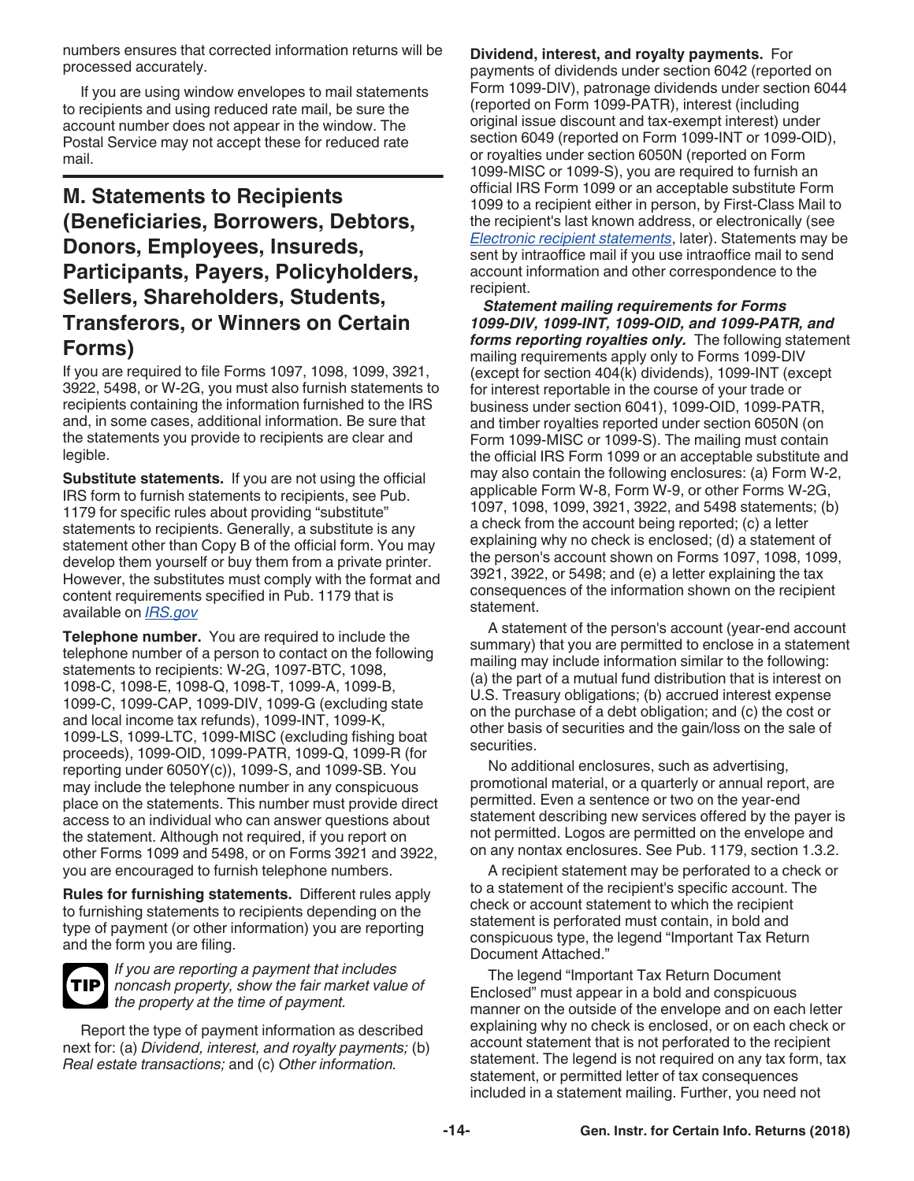numbers ensures that corrected information returns will be processed accurately.

If you are using window envelopes to mail statements to recipients and using reduced rate mail, be sure the account number does not appear in the window. The Postal Service may not accept these for reduced rate mail.

## M. Statements to Recipients (Beneficiaries, Borrowers, Debtors, Donors, Employees, Insureds, Participants, Payers, Policyholders, Sellers, Shareholders, Students, Transferors, or Winners on Certain Forms)

If you are required to file Forms 1097, 1098, 1099, 3921, 3922, 5498, or W-2G, you must also furnish statements to recipients containing the information furnished to the IRS and, in some cases, additional information. Be sure that the statements you provide to recipients are clear and legible.

**Substitute statements.** If you are not using the official IRS form to furnish statements to recipients, see Pub. 1179 for specific rules about providing "substitute" statements to recipients. Generally, a substitute is any statement other than Copy B of the official form. You may develop them yourself or buy them from a private printer. However, the substitutes must comply with the format and content requirements specified in Pub. 1179 that is available on *IRS.gov*

**Telephone number.** You are required to include the telephone number of a person to contact on the following statements to recipients: W-2G, 1097-BTC, 1098, 1098-C, 1098-E, 1098-Q, 1098-T, 1099-A, 1099-B, 1099-C, 1099-CAP, 1099-DIV, 1099-G (excluding state and local income tax refunds), 1099-INT, 1099-K, 1099-LS, 1099-LTC, 1099-MISC (excluding fishing boat proceeds), 1099-OID, 1099-PATR, 1099-Q, 1099-R (for reporting under 6050Y(c)), 1099-S, and 1099-SB. You may include the telephone number in any conspicuous place on the statements. This number must provide direct access to an individual who can answer questions about the statement. Although not required, if you report on other Forms 1099 and 5498, or on Forms 3921 and 3922, you are encouraged to furnish telephone numbers.

**Rules for furnishing statements.** Different rules apply to furnishing statements to recipients depending on the type of payment (or other information) you are reporting and the form you are filing.

**TIP** *If you are reporting a payment that includes noncash property, show the fair market value of the property at the time of payment.*

Report the type of payment information as described next for: (a) *Dividend, interest, and royalty payments;* (b) *Real estate transactions;* and (c) *Other information.*

**Dividend, interest, and royalty payments.** For payments of dividends under section 6042 (reported on Form 1099-DIV), patronage dividends under section 6044 (reported on Form 1099-PATR), interest (including original issue discount and tax-exempt interest) under section 6049 (reported on Form 1099-INT or 1099-OID), or royalties under section 6050N (reported on Form 1099-MISC or 1099-S), you are required to furnish an official IRS Form 1099 or an acceptable substitute Form 1099 to a recipient either in person, by First-Class Mail to the recipient's last known address, or electronically (see *Electronic recipient statements*, later). Statements may be sent by intraoffice mail if you use intraoffice mail to send account information and other correspondence to the recipient.

***Statement mailing requirements for Forms 1099-DIV, 1099-INT, 1099-OID, and 1099-PATR, and forms reporting royalties only.*** The following statement mailing requirements apply only to Forms 1099-DIV (except for section 404(k) dividends), 1099-INT (except for interest reportable in the course of your trade or business under section 6041), 1099-OID, 1099-PATR, and timber royalties reported under section 6050N (on Form 1099-MISC or 1099-S). The mailing must contain the official IRS Form 1099 or an acceptable substitute and may also contain the following enclosures: (a) Form W-2, applicable Form W-8, Form W-9, or other Forms W-2G, 1097, 1098, 1099, 3921, 3922, and 5498 statements; (b) a check from the account being reported; (c) a letter explaining why no check is enclosed; (d) a statement of the person's account shown on Forms 1097, 1098, 1099, 3921, 3922, or 5498; and (e) a letter explaining the tax consequences of the information shown on the recipient statement.

A statement of the person's account (year-end account summary) that you are permitted to enclose in a statement mailing may include information similar to the following: (a) the part of a mutual fund distribution that is interest on U.S. Treasury obligations; (b) accrued interest expense on the purchase of a debt obligation; and (c) the cost or other basis of securities and the gain/loss on the sale of securities.

No additional enclosures, such as advertising, promotional material, or a quarterly or annual report, are permitted. Even a sentence or two on the year-end statement describing new services offered by the payer is not permitted. Logos are permitted on the envelope and on any nontax enclosures. See Pub. 1179, section 1.3.2.

A recipient statement may be perforated to a check or to a statement of the recipient's specific account. The check or account statement to which the recipient statement is perforated must contain, in bold and conspicuous type, the legend "Important Tax Return Document Attached."

The legend "Important Tax Return Document Enclosed" must appear in a bold and conspicuous manner on the outside of the envelope and on each letter explaining why no check is enclosed, or on each check or account statement that is not perforated to the recipient statement. The legend is not required on any tax form, tax statement, or permitted letter of tax consequences included in a statement mailing. Further, you need not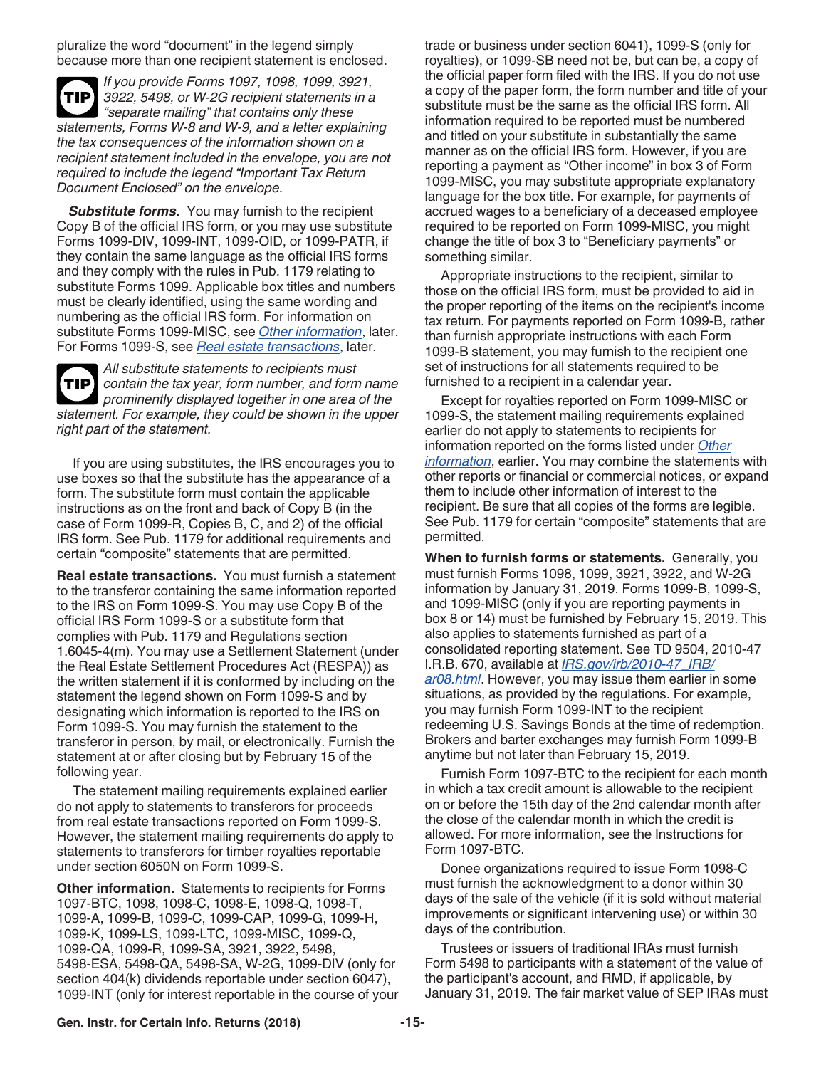pluralize the word "document" in the legend simply because more than one recipient statement is enclosed.

**TIP** *If you provide Forms 1097, 1098, 1099, 3921, 3922, 5498, or W-2G recipient statements in a "separate mailing" that contains only these statements, Forms W-8 and W-9, and a letter explaining the tax consequences of the information shown on a recipient statement included in the envelope, you are not required to include the legend "Important Tax Return Document Enclosed" on the envelope.*

***Substitute forms.*** You may furnish to the recipient Copy B of the official IRS form, or you may use substitute Forms 1099-DIV, 1099-INT, 1099-OID, or 1099-PATR, if they contain the same language as the official IRS forms and they comply with the rules in Pub. 1179 relating to substitute Forms 1099. Applicable box titles and numbers must be clearly identified, using the same wording and numbering as the official IRS form. For information on substitute Forms 1099-MISC, see *Other information*, later. For Forms 1099-S, see *Real estate transactions*, later.

**TIP** *All substitute statements to recipients must contain the tax year, form number, and form name prominently displayed together in one area of the statement. For example, they could be shown in the upper right part of the statement.*

If you are using substitutes, the IRS encourages you to use boxes so that the substitute has the appearance of a form. The substitute form must contain the applicable instructions as on the front and back of Copy B (in the case of Form 1099-R, Copies B, C, and 2) of the official IRS form. See Pub. 1179 for additional requirements and certain "composite" statements that are permitted.

**Real estate transactions.** You must furnish a statement to the transferor containing the same information reported to the IRS on Form 1099-S. You may use Copy B of the official IRS Form 1099-S or a substitute form that complies with Pub. 1179 and Regulations section 1.6045-4(m). You may use a Settlement Statement (under the Real Estate Settlement Procedures Act (RESPA)) as the written statement if it is conformed by including on the statement the legend shown on Form 1099-S and by designating which information is reported to the IRS on Form 1099-S. You may furnish the statement to the transferor in person, by mail, or electronically. Furnish the statement at or after closing but by February 15 of the following year.

The statement mailing requirements explained earlier do not apply to statements to transferors for proceeds from real estate transactions reported on Form 1099-S. However, the statement mailing requirements do apply to statements to transferors for timber royalties reportable under section 6050N on Form 1099-S.

**Other information.** Statements to recipients for Forms 1097-BTC, 1098, 1098-C, 1098-E, 1098-Q, 1098-T, 1099-A, 1099-B, 1099-C, 1099-CAP, 1099-G, 1099-H, 1099-K, 1099-LS, 1099-LTC, 1099-MISC, 1099-Q, 1099-QA, 1099-R, 1099-SA, 3921, 3922, 5498, 5498-ESA, 5498-QA, 5498-SA, W-2G, 1099-DIV (only for section 404(k) dividends reportable under section 6047), 1099-INT (only for interest reportable in the course of your trade or business under section 6041), 1099-S (only for royalties), or 1099-SB need not be, but can be, a copy of the official paper form filed with the IRS. If you do not use a copy of the paper form, the form number and title of your substitute must be the same as the official IRS form. All information required to be reported must be numbered and titled on your substitute in substantially the same manner as on the official IRS form. However, if you are reporting a payment as "Other income" in box 3 of Form 1099-MISC, you may substitute appropriate explanatory language for the box title. For example, for payments of accrued wages to a beneficiary of a deceased employee required to be reported on Form 1099-MISC, you might change the title of box 3 to "Beneficiary payments" or something similar.

Appropriate instructions to the recipient, similar to those on the official IRS form, must be provided to aid in the proper reporting of the items on the recipient's income tax return. For payments reported on Form 1099-B, rather than furnish appropriate instructions with each Form 1099-B statement, you may furnish to the recipient one set of instructions for all statements required to be furnished to a recipient in a calendar year.

Except for royalties reported on Form 1099-MISC or 1099-S, the statement mailing requirements explained earlier do not apply to statements to recipients for information reported on the forms listed under *Other information*, earlier. You may combine the statements with other reports or financial or commercial notices, or expand them to include other information of interest to the recipient. Be sure that all copies of the forms are legible. See Pub. 1179 for certain "composite" statements that are permitted.

**When to furnish forms or statements.** Generally, you must furnish Forms 1098, 1099, 3921, 3922, and W-2G information by January 31, 2019. Forms 1099-B, 1099-S, and 1099-MISC (only if you are reporting payments in box 8 or 14) must be furnished by February 15, 2019. This also applies to statements furnished as part of a consolidated reporting statement. See TD 9504, 2010-47 I.R.B. 670, available at *IRS.gov/irb/2010-47_IRB/ar08.html*. However, you may issue them earlier in some situations, as provided by the regulations. For example, you may furnish Form 1099-INT to the recipient redeeming U.S. Savings Bonds at the time of redemption. Brokers and barter exchanges may furnish Form 1099-B anytime but not later than February 15, 2019.

Furnish Form 1097-BTC to the recipient for each month in which a tax credit amount is allowable to the recipient on or before the 15th day of the 2nd calendar month after the close of the calendar month in which the credit is allowed. For more information, see the Instructions for Form 1097-BTC.

Donee organizations required to issue Form 1098-C must furnish the acknowledgment to a donor within 30 days of the sale of the vehicle (if it is sold without material improvements or significant intervening use) or within 30 days of the contribution.

Trustees or issuers of traditional IRAs must furnish Form 5498 to participants with a statement of the value of the participant's account, and RMD, if applicable, by January 31, 2019. The fair market value of SEP IRAs must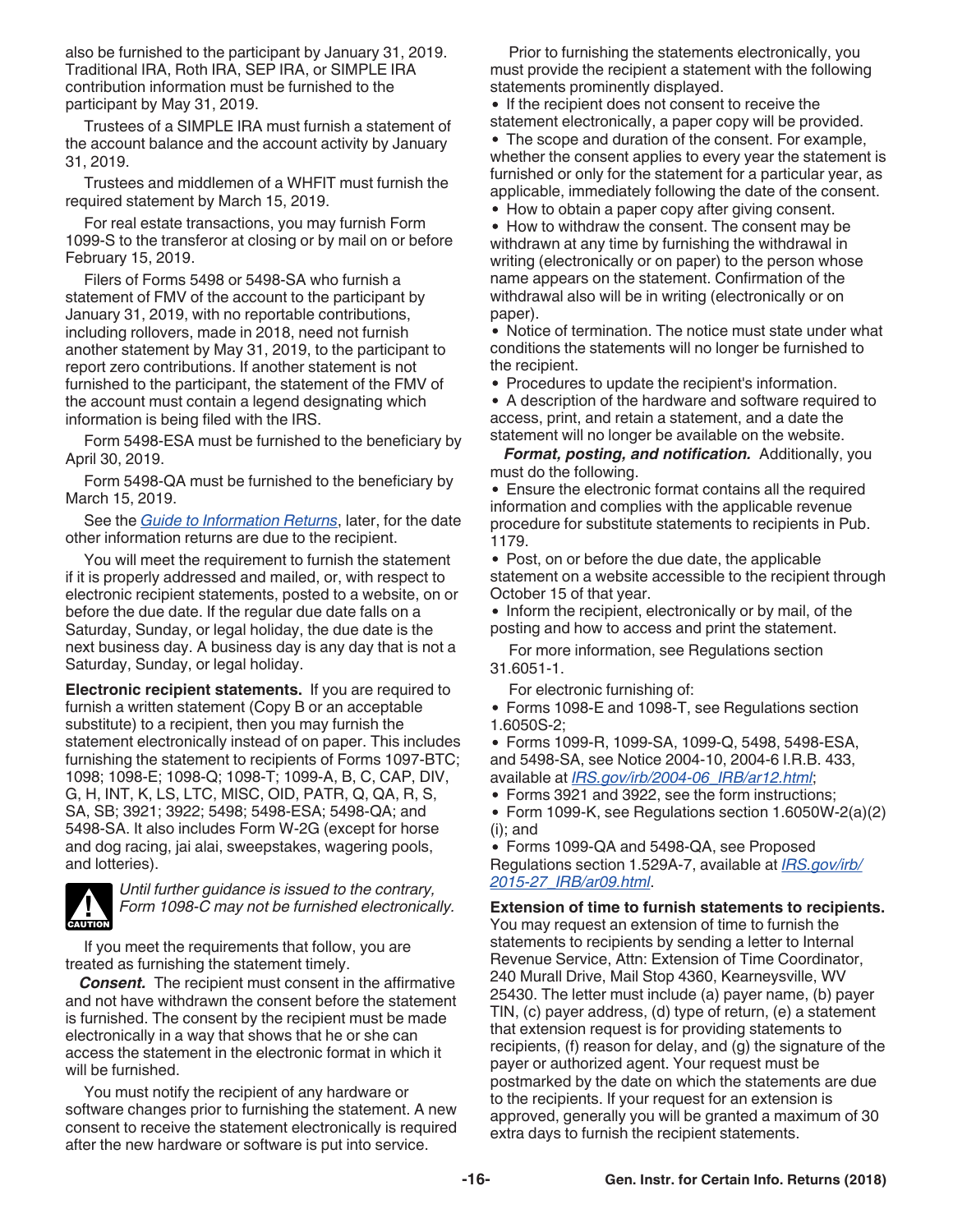also be furnished to the participant by January 31, 2019. Traditional IRA, Roth IRA, SEP IRA, or SIMPLE IRA contribution information must be furnished to the participant by May 31, 2019.

Trustees of a SIMPLE IRA must furnish a statement of the account balance and the account activity by January 31, 2019.

Trustees and middlemen of a WHFIT must furnish the required statement by March 15, 2019.

For real estate transactions, you may furnish Form 1099-S to the transferor at closing or by mail on or before February 15, 2019.

Filers of Forms 5498 or 5498-SA who furnish a statement of FMV of the account to the participant by January 31, 2019, with no reportable contributions, including rollovers, made in 2018, need not furnish another statement by May 31, 2019, to the participant to report zero contributions. If another statement is not furnished to the participant, the statement of the FMV of the account must contain a legend designating which information is being filed with the IRS.

Form 5498-ESA must be furnished to the beneficiary by April 30, 2019.

Form 5498-QA must be furnished to the beneficiary by March 15, 2019.

See the *Guide to Information Returns*, later, for the date other information returns are due to the recipient.

You will meet the requirement to furnish the statement if it is properly addressed and mailed, or, with respect to electronic recipient statements, posted to a website, on or before the due date. If the regular due date falls on a Saturday, Sunday, or legal holiday, the due date is the next business day. A business day is any day that is not a Saturday, Sunday, or legal holiday.

**Electronic recipient statements.** If you are required to furnish a written statement (Copy B or an acceptable substitute) to a recipient, then you may furnish the statement electronically instead of on paper. This includes furnishing the statement to recipients of Forms 1097-BTC; 1098; 1098-E; 1098-Q; 1098-T; 1099-A, B, C, CAP, DIV, G, H, INT, K, LS, LTC, MISC, OID, PATR, Q, QA, R, S, SA, SB; 3921; 3922; 5498; 5498-ESA; 5498-QA; and 5498-SA. It also includes Form W-2G (except for horse and dog racing, jai alai, sweepstakes, wagering pools, and lotteries).

CAUTION: *Until further guidance is issued to the contrary, Form 1098-C may not be furnished electronically.*

If you meet the requirements that follow, you are treated as furnishing the statement timely.

***Consent.*** The recipient must consent in the affirmative and not have withdrawn the consent before the statement is furnished. The consent by the recipient must be made electronically in a way that shows that he or she can access the statement in the electronic format in which it will be furnished.

You must notify the recipient of any hardware or software changes prior to furnishing the statement. A new consent to receive the statement electronically is required after the new hardware or software is put into service.

Prior to furnishing the statements electronically, you must provide the recipient a statement with the following statements prominently displayed.

- If the recipient does not consent to receive the statement electronically, a paper copy will be provided.
- The scope and duration of the consent. For example, whether the consent applies to every year the statement is furnished or only for the statement for a particular year, as applicable, immediately following the date of the consent.
- How to obtain a paper copy after giving consent.
- How to withdraw the consent. The consent may be withdrawn at any time by furnishing the withdrawal in writing (electronically or on paper) to the person whose name appears on the statement. Confirmation of the withdrawal also will be in writing (electronically or on paper).
- Notice of termination. The notice must state under what conditions the statements will no longer be furnished to the recipient.
- Procedures to update the recipient's information.
- A description of the hardware and software required to access, print, and retain a statement, and a date the statement will no longer be available on the website.

***Format, posting, and notification.*** Additionally, you must do the following.

- Ensure the electronic format contains all the required information and complies with the applicable revenue procedure for substitute statements to recipients in Pub. 1179.
- Post, on or before the due date, the applicable statement on a website accessible to the recipient through October 15 of that year.
- Inform the recipient, electronically or by mail, of the posting and how to access and print the statement.

For more information, see Regulations section 31.6051-1.

For electronic furnishing of:

- Forms 1098-E and 1098-T, see Regulations section 1.6050S-2;
- Forms 1099-R, 1099-SA, 1099-Q, 5498, 5498-ESA, and 5498-SA, see Notice 2004-10, 2004-6 I.R.B. 433, available at *IRS.gov/irb/2004-06_IRB/ar12.html*;
- Forms 3921 and 3922, see the form instructions;
- Form 1099-K, see Regulations section 1.6050W-2(a)(2)(i); and
- Forms 1099-QA and 5498-QA, see Proposed Regulations section 1.529A-7, available at *IRS.gov/irb/2015-27_IRB/ar09.html*.

**Extension of time to furnish statements to recipients.** You may request an extension of time to furnish the statements to recipients by sending a letter to Internal Revenue Service, Attn: Extension of Time Coordinator, 240 Murall Drive, Mail Stop 4360, Kearneysville, WV 25430. The letter must include (a) payer name, (b) payer TIN, (c) payer address, (d) type of return, (e) a statement that extension request is for providing statements to recipients, (f) reason for delay, and (g) the signature of the payer or authorized agent. Your request must be postmarked by the date on which the statements are due to the recipients. If your request for an extension is approved, generally you will be granted a maximum of 30 extra days to furnish the recipient statements.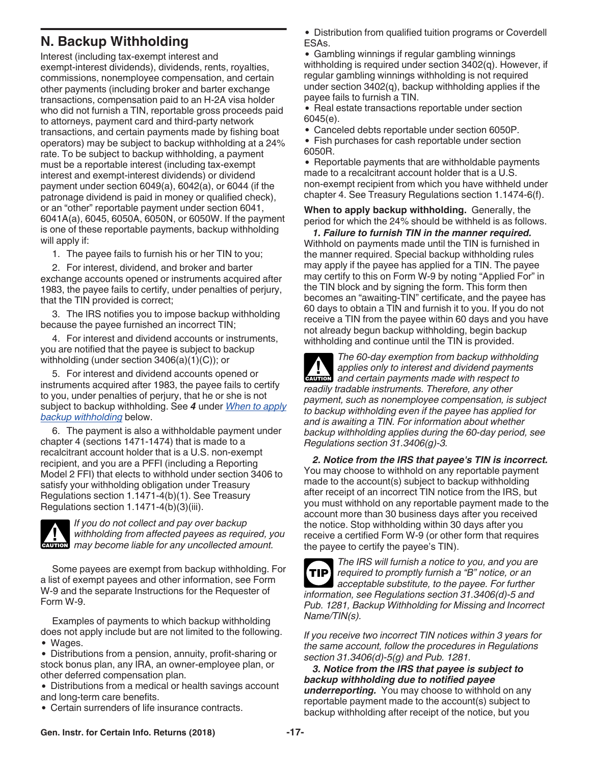## N. Backup Withholding

Interest (including tax-exempt interest and exempt-interest dividends), dividends, rents, royalties, commissions, nonemployee compensation, and certain other payments (including broker and barter exchange transactions, compensation paid to an H-2A visa holder who did not furnish a TIN, reportable gross proceeds paid to attorneys, payment card and third-party network transactions, and certain payments made by fishing boat operators) may be subject to backup withholding at a 24% rate. To be subject to backup withholding, a payment must be a reportable interest (including tax-exempt interest and exempt-interest dividends) or dividend payment under section 6049(a), 6042(a), or 6044 (if the patronage dividend is paid in money or qualified check), or an "other" reportable payment under section 6041, 6041A(a), 6045, 6050A, 6050N, or 6050W. If the payment is one of these reportable payments, backup withholding will apply if:

1. The payee fails to furnish his or her TIN to you;
2. For interest, dividend, and broker and barter exchange accounts opened or instruments acquired after 1983, the payee fails to certify, under penalties of perjury, that the TIN provided is correct;
3. The IRS notifies you to impose backup withholding because the payee furnished an incorrect TIN;
4. For interest and dividend accounts or instruments, you are notified that the payee is subject to backup withholding (under section 3406(a)(1)(C)); or
5. For interest and dividend accounts opened or instruments acquired after 1983, the payee fails to certify to you, under penalties of perjury, that he or she is not subject to backup withholding. See ***4*** under *When to apply backup withholding* below.
6. The payment is also a withholdable payment under chapter 4 (sections 1471-1474) that is made to a recalcitrant account holder that is a U.S. non-exempt recipient, and you are a PFFI (including a Reporting Model 2 FFI) that elects to withhold under section 3406 to satisfy your withholding obligation under Treasury Regulations section 1.1471-4(b)(1). See Treasury Regulations section 1.1471-4(b)(3)(iii).

**CAUTION:** *If you do not collect and pay over backup withholding from affected payees as required, you may become liable for any uncollected amount.*

Some payees are exempt from backup withholding. For a list of exempt payees and other information, see Form W-9 and the separate Instructions for the Requester of Form W-9.

Examples of payments to which backup withholding does not apply include but are not limited to the following.

- Wages.
- Distributions from a pension, annuity, profit-sharing or stock bonus plan, any IRA, an owner-employee plan, or other deferred compensation plan.
- Distributions from a medical or health savings account and long-term care benefits.
- Certain surrenders of life insurance contracts.
- Distribution from qualified tuition programs or Coverdell ESAs.
- Gambling winnings if regular gambling winnings withholding is required under section 3402(q). However, if regular gambling winnings withholding is not required under section 3402(q), backup withholding applies if the payee fails to furnish a TIN.
- Real estate transactions reportable under section 6045(e).
- Canceled debts reportable under section 6050P.
- Fish purchases for cash reportable under section 6050R.
- Reportable payments that are withholdable payments made to a recalcitrant account holder that is a U.S. non-exempt recipient from which you have withheld under chapter 4. See Treasury Regulations section 1.1474-6(f).

**When to apply backup withholding.** Generally, the period for which the 24% should be withheld is as follows.

***1. Failure to furnish TIN in the manner required.*** Withhold on payments made until the TIN is furnished in the manner required. Special backup withholding rules may apply if the payee has applied for a TIN. The payee may certify to this on Form W-9 by noting "Applied For" in the TIN block and by signing the form. This form then becomes an "awaiting-TIN" certificate, and the payee has 60 days to obtain a TIN and furnish it to you. If you do not receive a TIN from the payee within 60 days and you have not already begun backup withholding, begin backup withholding and continue until the TIN is provided.

**CAUTION:** *The 60-day exemption from backup withholding applies only to interest and dividend payments and certain payments made with respect to readily tradable instruments. Therefore, any other payment, such as nonemployee compensation, is subject to backup withholding even if the payee has applied for and is awaiting a TIN. For information about whether backup withholding applies during the 60-day period, see Regulations section 31.3406(g)-3.*

***2. Notice from the IRS that payee's TIN is incorrect.*** You may choose to withhold on any reportable payment made to the account(s) subject to backup withholding after receipt of an incorrect TIN notice from the IRS, but you must withhold on any reportable payment made to the account more than 30 business days after you received the notice. Stop withholding within 30 days after you receive a certified Form W-9 (or other form that requires the payee to certify the payee's TIN).

**TIP:** *The IRS will furnish a notice to you, and you are required to promptly furnish a "B" notice, or an acceptable substitute, to the payee. For further information, see Regulations section 31.3406(d)-5 and Pub. 1281, Backup Withholding for Missing and Incorrect Name/TIN(s).*

*If you receive two incorrect TIN notices within 3 years for the same account, follow the procedures in Regulations section 31.3406(d)-5(g) and Pub. 1281.*

***3. Notice from the IRS that payee is subject to backup withholding due to notified payee underreporting.*** You may choose to withhold on any reportable payment made to the account(s) subject to backup withholding after receipt of the notice, but you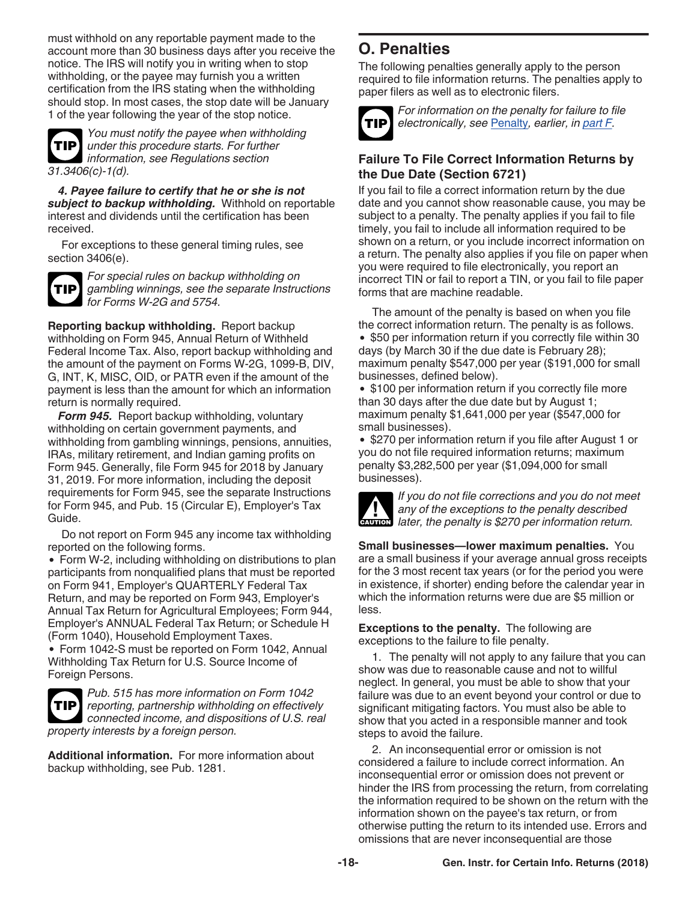must withhold on any reportable payment made to the account more than 30 business days after you receive the notice. The IRS will notify you in writing when to stop withholding, or the payee may furnish you a written certification from the IRS stating when the withholding should stop. In most cases, the stop date will be January 1 of the year following the year of the stop notice.

**TIP** *You must notify the payee when withholding under this procedure starts. For further information, see Regulations section 31.3406(c)-1(d).*

***4. Payee failure to certify that he or she is not subject to backup withholding.*** Withhold on reportable interest and dividends until the certification has been received.

For exceptions to these general timing rules, see section 3406(e).

**TIP** *For special rules on backup withholding on gambling winnings, see the separate Instructions for Forms W-2G and 5754.*

**Reporting backup withholding.** Report backup withholding on Form 945, Annual Return of Withheld Federal Income Tax. Also, report backup withholding and the amount of the payment on Forms W-2G, 1099-B, DIV, G, INT, K, MISC, OID, or PATR even if the amount of the payment is less than the amount for which an information return is normally required.

***Form 945.*** Report backup withholding, voluntary withholding on certain government payments, and withholding from gambling winnings, pensions, annuities, IRAs, military retirement, and Indian gaming profits on Form 945. Generally, file Form 945 for 2018 by January 31, 2019. For more information, including the deposit requirements for Form 945, see the separate Instructions for Form 945, and Pub. 15 (Circular E), Employer's Tax Guide.

Do not report on Form 945 any income tax withholding reported on the following forms.

- Form W-2, including withholding on distributions to plan participants from nonqualified plans that must be reported on Form 941, Employer's QUARTERLY Federal Tax Return, and may be reported on Form 943, Employer's Annual Tax Return for Agricultural Employees; Form 944, Employer's ANNUAL Federal Tax Return; or Schedule H (Form 1040), Household Employment Taxes.
- Form 1042-S must be reported on Form 1042, Annual Withholding Tax Return for U.S. Source Income of Foreign Persons.

**TIP** *Pub. 515 has more information on Form 1042 reporting, partnership withholding on effectively connected income, and dispositions of U.S. real property interests by a foreign person.*

**Additional information.** For more information about backup withholding, see Pub. 1281.

## O. Penalties

The following penalties generally apply to the person required to file information returns. The penalties apply to paper filers as well as to electronic filers.

**TIP** *For information on the penalty for failure to file electronically, see Penalty, earlier, in part F.*

### Failure To File Correct Information Returns by the Due Date (Section 6721)

If you fail to file a correct information return by the due date and you cannot show reasonable cause, you may be subject to a penalty. The penalty applies if you fail to file timely, you fail to include all information required to be shown on a return, or you include incorrect information on a return. The penalty also applies if you file on paper when you were required to file electronically, you report an incorrect TIN or fail to report a TIN, or you fail to file paper forms that are machine readable.

The amount of the penalty is based on when you file the correct information return. The penalty is as follows.

- $50 per information return if you correctly file within 30 days (by March 30 if the due date is February 28); maximum penalty $547,000 per year ($191,000 for small businesses, defined below).
- $100 per information return if you correctly file more than 30 days after the due date but by August 1; maximum penalty $1,641,000 per year ($547,000 for small businesses).
- $270 per information return if you file after August 1 or you do not file required information returns; maximum penalty $3,282,500 per year ($1,094,000 for small businesses).

**CAUTION** *If you do not file corrections and you do not meet any of the exceptions to the penalty described later, the penalty is $270 per information return.*

**Small businesses—lower maximum penalties.** You are a small business if your average annual gross receipts for the 3 most recent tax years (or for the period you were in existence, if shorter) ending before the calendar year in which the information returns were due are $5 million or less.

**Exceptions to the penalty.** The following are exceptions to the failure to file penalty.

1. The penalty will not apply to any failure that you can show was due to reasonable cause and not to willful neglect. In general, you must be able to show that your failure was due to an event beyond your control or due to significant mitigating factors. You must also be able to show that you acted in a responsible manner and took steps to avoid the failure.

2. An inconsequential error or omission is not considered a failure to include correct information. An inconsequential error or omission does not prevent or hinder the IRS from processing the return, from correlating the information required to be shown on the return with the information shown on the payee's tax return, or from otherwise putting the return to its intended use. Errors and omissions that are never inconsequential are those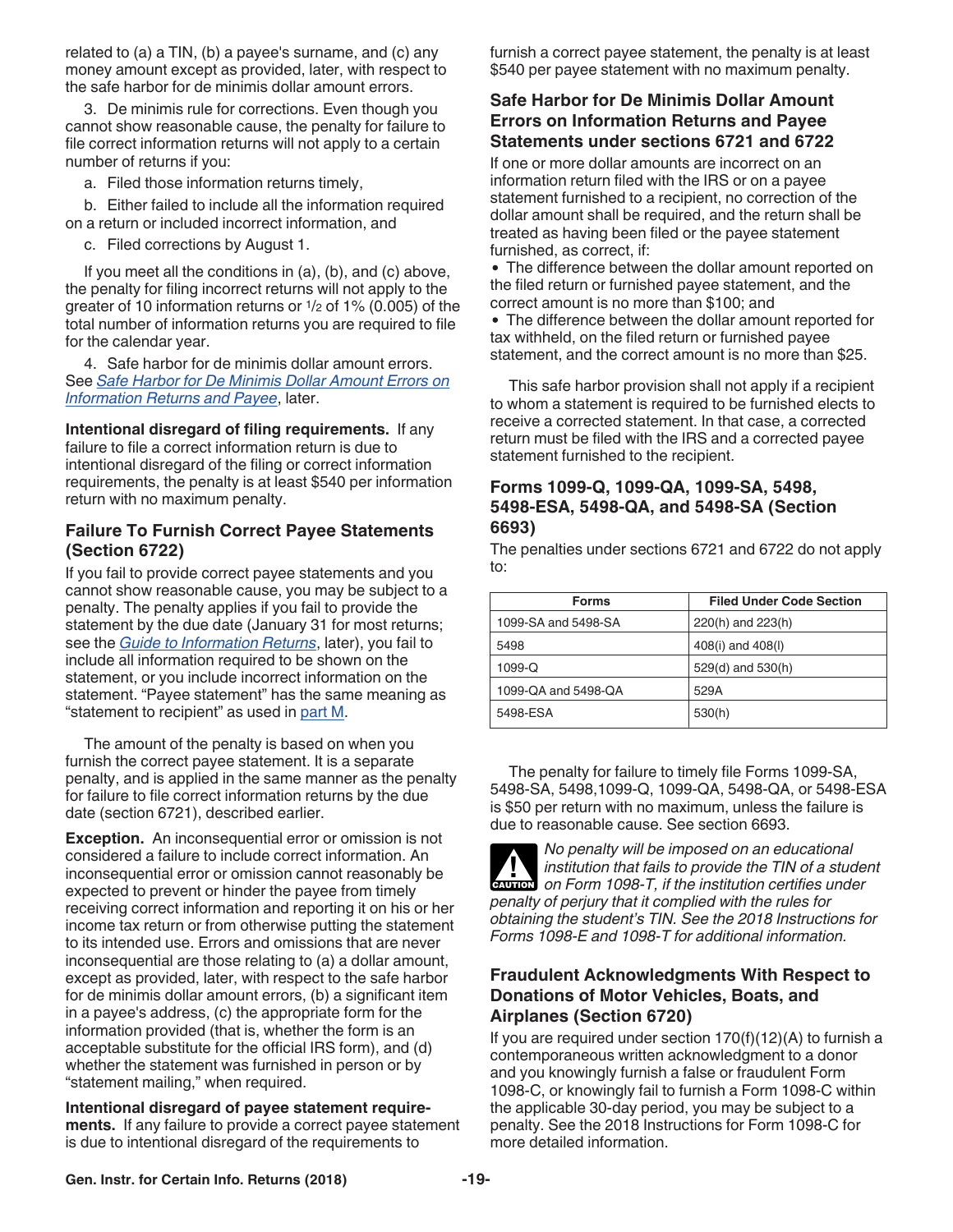related to (a) a TIN, (b) a payee's surname, and (c) any money amount except as provided, later, with respect to the safe harbor for de minimis dollar amount errors.

3. De minimis rule for corrections. Even though you cannot show reasonable cause, the penalty for failure to file correct information returns will not apply to a certain number of returns if you:

a. Filed those information returns timely,

b. Either failed to include all the information required on a return or included incorrect information, and

c. Filed corrections by August 1.

If you meet all the conditions in (a), (b), and (c) above, the penalty for filing incorrect returns will not apply to the greater of 10 information returns or 1/2 of 1% (0.005) of the total number of information returns you are required to file for the calendar year.

4. Safe harbor for de minimis dollar amount errors. See *Safe Harbor for De Minimis Dollar Amount Errors on Information Returns and Payee*, later.

**Intentional disregard of filing requirements.** If any failure to file a correct information return is due to intentional disregard of the filing or correct information requirements, the penalty is at least $540 per information return with no maximum penalty.

### Failure To Furnish Correct Payee Statements (Section 6722)

If you fail to provide correct payee statements and you cannot show reasonable cause, you may be subject to a penalty. The penalty applies if you fail to provide the statement by the due date (January 31 for most returns; see the *Guide to Information Returns*, later), you fail to include all information required to be shown on the statement, or you include incorrect information on the statement. "Payee statement" has the same meaning as "statement to recipient" as used in part M.

The amount of the penalty is based on when you furnish the correct payee statement. It is a separate penalty, and is applied in the same manner as the penalty for failure to file correct information returns by the due date (section 6721), described earlier.

**Exception.** An inconsequential error or omission is not considered a failure to include correct information. An inconsequential error or omission cannot reasonably be expected to prevent or hinder the payee from timely receiving correct information and reporting it on his or her income tax return or from otherwise putting the statement to its intended use. Errors and omissions that are never inconsequential are those relating to (a) a dollar amount, except as provided, later, with respect to the safe harbor for de minimis dollar amount errors, (b) a significant item in a payee's address, (c) the appropriate form for the information provided (that is, whether the form is an acceptable substitute for the official IRS form), and (d) whether the statement was furnished in person or by "statement mailing," when required.

**Intentional disregard of payee statement requirements.** If any failure to provide a correct payee statement is due to intentional disregard of the requirements to furnish a correct payee statement, the penalty is at least $540 per payee statement with no maximum penalty.

### Safe Harbor for De Minimis Dollar Amount Errors on Information Returns and Payee Statements under sections 6721 and 6722

If one or more dollar amounts are incorrect on an information return filed with the IRS or on a payee statement furnished to a recipient, no correction of the dollar amount shall be required, and the return shall be treated as having been filed or the payee statement furnished, as correct, if:

- The difference between the dollar amount reported on the filed return or furnished payee statement, and the correct amount is no more than $100; and
- The difference between the dollar amount reported for tax withheld, on the filed return or furnished payee statement, and the correct amount is no more than $25.

This safe harbor provision shall not apply if a recipient to whom a statement is required to be furnished elects to receive a corrected statement. In that case, a corrected return must be filed with the IRS and a corrected payee statement furnished to the recipient.

### Forms 1099-Q, 1099-QA, 1099-SA, 5498, 5498-ESA, 5498-QA, and 5498-SA (Section 6693)

The penalties under sections 6721 and 6722 do not apply to:

| Forms | Filed Under Code Section |
|---|---|
| 1099-SA and 5498-SA | 220(h) and 223(h) |
| 5498 | 408(i) and 408(l) |
| 1099-Q | 529(d) and 530(h) |
| 1099-QA and 5498-QA | 529A |
| 5498-ESA | 530(h) |

The penalty for failure to timely file Forms 1099-SA, 5498-SA, 5498,1099-Q, 1099-QA, 5498-QA, or 5498-ESA is $50 per return with no maximum, unless the failure is due to reasonable cause. See section 6693.

CAUTION: *No penalty will be imposed on an educational institution that fails to provide the TIN of a student on Form 1098-T, if the institution certifies under penalty of perjury that it complied with the rules for obtaining the student's TIN. See the 2018 Instructions for Forms 1098-E and 1098-T for additional information.*

### Fraudulent Acknowledgments With Respect to Donations of Motor Vehicles, Boats, and Airplanes (Section 6720)

If you are required under section 170(f)(12)(A) to furnish a contemporaneous written acknowledgment to a donor and you knowingly furnish a false or fraudulent Form 1098-C, or knowingly fail to furnish a Form 1098-C within the applicable 30-day period, you may be subject to a penalty. See the 2018 Instructions for Form 1098-C for more detailed information.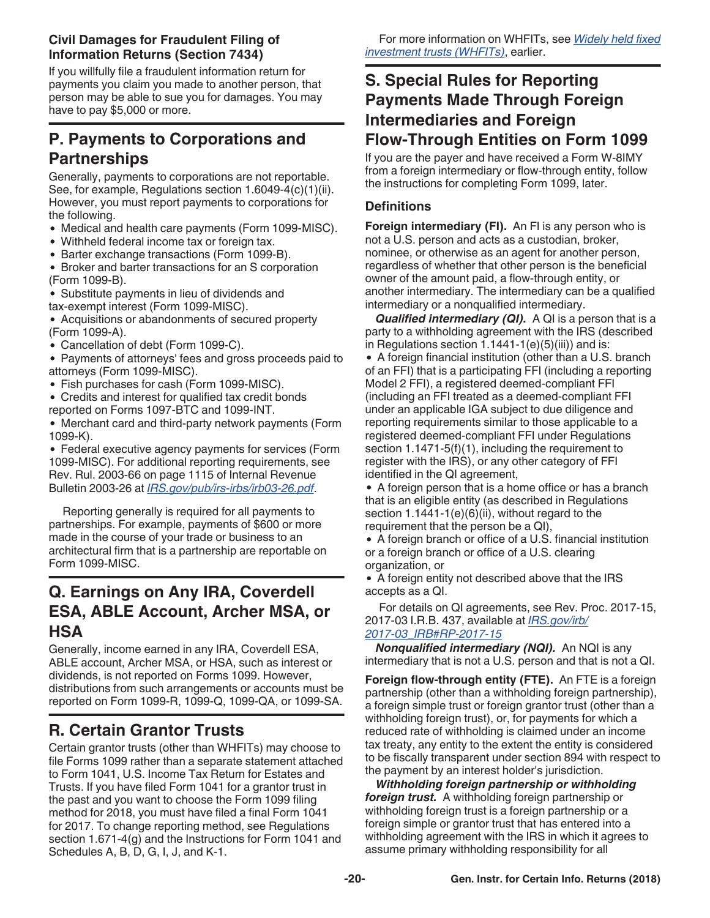### Civil Damages for Fraudulent Filing of Information Returns (Section 7434)

If you willfully file a fraudulent information return for payments you claim you made to another person, that person may be able to sue you for damages. You may have to pay $5,000 or more.

## P. Payments to Corporations and Partnerships

Generally, payments to corporations are not reportable. See, for example, Regulations section 1.6049-4(c)(1)(ii). However, you must report payments to corporations for the following.

- Medical and health care payments (Form 1099-MISC).
- Withheld federal income tax or foreign tax.
- Barter exchange transactions (Form 1099-B).
- Broker and barter transactions for an S corporation (Form 1099-B).
- Substitute payments in lieu of dividends and tax-exempt interest (Form 1099-MISC).
- Acquisitions or abandonments of secured property (Form 1099-A).
- Cancellation of debt (Form 1099-C).
- Payments of attorneys' fees and gross proceeds paid to attorneys (Form 1099-MISC).
- Fish purchases for cash (Form 1099-MISC).
- Credits and interest for qualified tax credit bonds reported on Forms 1097-BTC and 1099-INT.
- Merchant card and third-party network payments (Form 1099-K).
- Federal executive agency payments for services (Form 1099-MISC). For additional reporting requirements, see Rev. Rul. 2003-66 on page 1115 of Internal Revenue Bulletin 2003-26 at *IRS.gov/pub/irs-irbs/irb03-26.pdf*.

Reporting generally is required for all payments to partnerships. For example, payments of $600 or more made in the course of your trade or business to an architectural firm that is a partnership are reportable on Form 1099-MISC.

## Q. Earnings on Any IRA, Coverdell ESA, ABLE Account, Archer MSA, or HSA

Generally, income earned in any IRA, Coverdell ESA, ABLE account, Archer MSA, or HSA, such as interest or dividends, is not reported on Forms 1099. However, distributions from such arrangements or accounts must be reported on Form 1099-R, 1099-Q, 1099-QA, or 1099-SA.

## R. Certain Grantor Trusts

Certain grantor trusts (other than WHFITs) may choose to file Forms 1099 rather than a separate statement attached to Form 1041, U.S. Income Tax Return for Estates and Trusts. If you have filed Form 1041 for a grantor trust in the past and you want to choose the Form 1099 filing method for 2018, you must have filed a final Form 1041 for 2017. To change reporting method, see Regulations section 1.671-4(g) and the Instructions for Form 1041 and Schedules A, B, D, G, I, J, and K-1.

For more information on WHFITs, see *Widely held fixed investment trusts (WHFITs)*, earlier.

## S. Special Rules for Reporting Payments Made Through Foreign Intermediaries and Foreign Flow-Through Entities on Form 1099

If you are the payer and have received a Form W-8IMY from a foreign intermediary or flow-through entity, follow the instructions for completing Form 1099, later.

### Definitions

**Foreign intermediary (FI).** An FI is any person who is not a U.S. person and acts as a custodian, broker, nominee, or otherwise as an agent for another person, regardless of whether that other person is the beneficial owner of the amount paid, a flow-through entity, or another intermediary. The intermediary can be a qualified intermediary or a nonqualified intermediary.

***Qualified intermediary (QI).*** A QI is a person that is a party to a withholding agreement with the IRS (described in Regulations section 1.1441-1(e)(5)(iii)) and is:

- A foreign financial institution (other than a U.S. branch of an FFI) that is a participating FFI (including a reporting Model 2 FFI), a registered deemed-compliant FFI (including an FFI treated as a deemed-compliant FFI under an applicable IGA subject to due diligence and reporting requirements similar to those applicable to a registered deemed-compliant FFI under Regulations section 1.1471-5(f)(1), including the requirement to register with the IRS), or any other category of FFI identified in the QI agreement,
- A foreign person that is a home office or has a branch that is an eligible entity (as described in Regulations section 1.1441-1(e)(6)(ii), without regard to the requirement that the person be a QI),
- A foreign branch or office of a U.S. financial institution or a foreign branch or office of a U.S. clearing organization, or
- A foreign entity not described above that the IRS accepts as a QI.

For details on QI agreements, see Rev. Proc. 2017-15, 2017-03 I.R.B. 437, available at *IRS.gov/irb/2017-03_IRB#RP-2017-15*

***Nonqualified intermediary (NQI).*** An NQI is any intermediary that is not a U.S. person and that is not a QI.

**Foreign flow-through entity (FTE).** An FTE is a foreign partnership (other than a withholding foreign partnership), a foreign simple trust or foreign grantor trust (other than a withholding foreign trust), or, for payments for which a reduced rate of withholding is claimed under an income tax treaty, any entity to the extent the entity is considered to be fiscally transparent under section 894 with respect to the payment by an interest holder's jurisdiction.

***Withholding foreign partnership or withholding foreign trust.*** A withholding foreign partnership or withholding foreign trust is a foreign partnership or a foreign simple or grantor trust that has entered into a withholding agreement with the IRS in which it agrees to assume primary withholding responsibility for all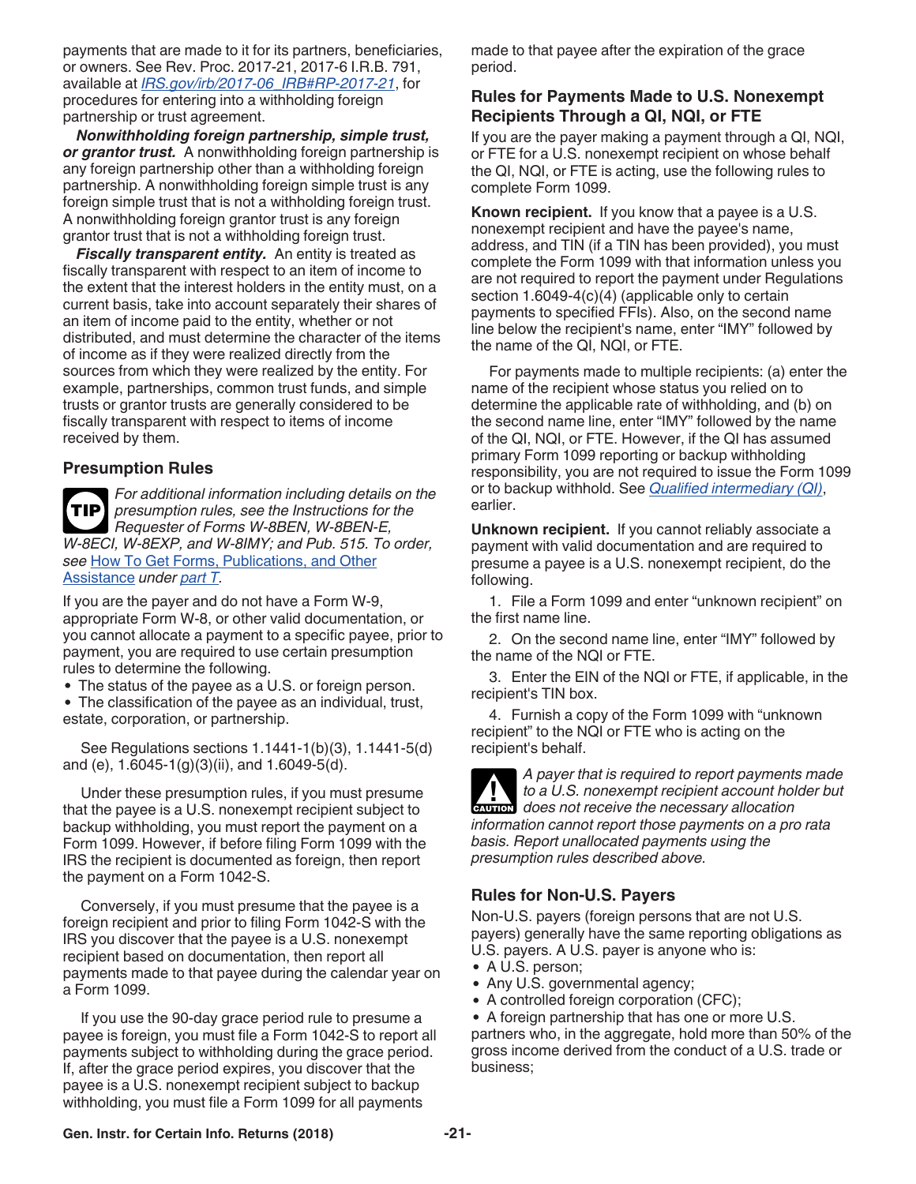payments that are made to it for its partners, beneficiaries, or owners. See Rev. Proc. 2017-21, 2017-6 I.R.B. 791, available at *IRS.gov/irb/2017-06_IRB#RP-2017-21*, for procedures for entering into a withholding foreign partnership or trust agreement.

***Nonwithholding foreign partnership, simple trust, or grantor trust.*** A nonwithholding foreign partnership is any foreign partnership other than a withholding foreign partnership. A nonwithholding foreign simple trust is any foreign simple trust that is not a withholding foreign trust. A nonwithholding foreign grantor trust is any foreign grantor trust that is not a withholding foreign trust.

***Fiscally transparent entity.*** An entity is treated as fiscally transparent with respect to an item of income to the extent that the interest holders in the entity must, on a current basis, take into account separately their shares of an item of income paid to the entity, whether or not distributed, and must determine the character of the items of income as if they were realized directly from the sources from which they were realized by the entity. For example, partnerships, common trust funds, and simple trusts or grantor trusts are generally considered to be fiscally transparent with respect to items of income received by them.

### Presumption Rules

**TIP** *For additional information including details on the presumption rules, see the Instructions for the Requester of Forms W-8BEN, W-8BEN-E, W-8ECI, W-8EXP, and W-8IMY; and Pub. 515. To order, see* How To Get Forms, Publications, and Other Assistance *under* part T.

If you are the payer and do not have a Form W-9, appropriate Form W-8, or other valid documentation, or you cannot allocate a payment to a specific payee, prior to payment, you are required to use certain presumption rules to determine the following.

- The status of the payee as a U.S. or foreign person.
- The classification of the payee as an individual, trust, estate, corporation, or partnership.

See Regulations sections 1.1441-1(b)(3), 1.1441-5(d) and (e), 1.6045-1(g)(3)(ii), and 1.6049-5(d).

Under these presumption rules, if you must presume that the payee is a U.S. nonexempt recipient subject to backup withholding, you must report the payment on a Form 1099. However, if before filing Form 1099 with the IRS the recipient is documented as foreign, then report the payment on a Form 1042-S.

Conversely, if you must presume that the payee is a foreign recipient and prior to filing Form 1042-S with the IRS you discover that the payee is a U.S. nonexempt recipient based on documentation, then report all payments made to that payee during the calendar year on a Form 1099.

If you use the 90-day grace period rule to presume a payee is foreign, you must file a Form 1042-S to report all payments subject to withholding during the grace period. If, after the grace period expires, you discover that the payee is a U.S. nonexempt recipient subject to backup withholding, you must file a Form 1099 for all payments made to that payee after the expiration of the grace period.

### Rules for Payments Made to U.S. Nonexempt Recipients Through a QI, NQI, or FTE

If you are the payer making a payment through a QI, NQI, or FTE for a U.S. nonexempt recipient on whose behalf the QI, NQI, or FTE is acting, use the following rules to complete Form 1099.

**Known recipient.** If you know that a payee is a U.S. nonexempt recipient and have the payee's name, address, and TIN (if a TIN has been provided), you must complete the Form 1099 with that information unless you are not required to report the payment under Regulations section 1.6049-4(c)(4) (applicable only to certain payments to specified FFIs). Also, on the second name line below the recipient's name, enter "IMY" followed by the name of the QI, NQI, or FTE.

For payments made to multiple recipients: (a) enter the name of the recipient whose status you relied on to determine the applicable rate of withholding, and (b) on the second name line, enter "IMY" followed by the name of the QI, NQI, or FTE. However, if the QI has assumed primary Form 1099 reporting or backup withholding responsibility, you are not required to issue the Form 1099 or to backup withhold. See *Qualified intermediary (QI)*, earlier.

**Unknown recipient.** If you cannot reliably associate a payment with valid documentation and are required to presume a payee is a U.S. nonexempt recipient, do the following.

1. File a Form 1099 and enter "unknown recipient" on the first name line.
2. On the second name line, enter "IMY" followed by the name of the NQI or FTE.
3. Enter the EIN of the NQI or FTE, if applicable, in the recipient's TIN box.
4. Furnish a copy of the Form 1099 with "unknown recipient" to the NQI or FTE who is acting on the recipient's behalf.

**CAUTION** *A payer that is required to report payments made to a U.S. nonexempt recipient account holder but does not receive the necessary allocation information cannot report those payments on a pro rata basis. Report unallocated payments using the presumption rules described above.*

### Rules for Non-U.S. Payers

Non-U.S. payers (foreign persons that are not U.S. payers) generally have the same reporting obligations as U.S. payers. A U.S. payer is anyone who is:

- A U.S. person;
- Any U.S. governmental agency;
- A controlled foreign corporation (CFC);
- A foreign partnership that has one or more U.S. partners who, in the aggregate, hold more than 50% of the gross income derived from the conduct of a U.S. trade or business;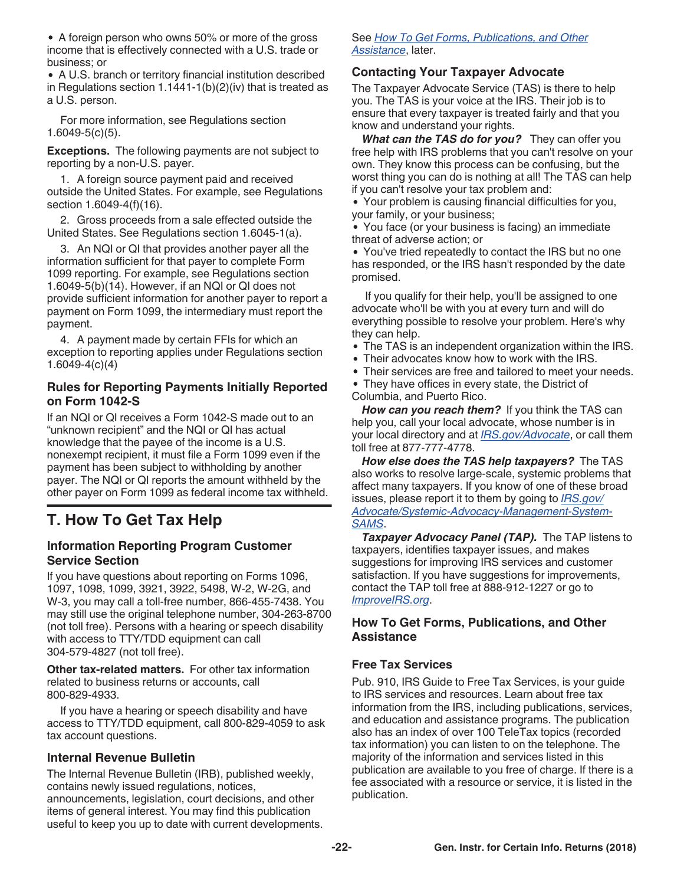- A foreign person who owns 50% or more of the gross income that is effectively connected with a U.S. trade or business; or
- A U.S. branch or territory financial institution described in Regulations section 1.1441-1(b)(2)(iv) that is treated as a U.S. person.

For more information, see Regulations section 1.6049-5(c)(5).

**Exceptions.** The following payments are not subject to reporting by a non-U.S. payer.

1. A foreign source payment paid and received outside the United States. For example, see Regulations section 1.6049-4(f)(16).

2. Gross proceeds from a sale effected outside the United States. See Regulations section 1.6045-1(a).

3. An NQI or QI that provides another payer all the information sufficient for that payer to complete Form 1099 reporting. For example, see Regulations section 1.6049-5(b)(14). However, if an NQI or QI does not provide sufficient information for another payer to report a payment on Form 1099, the intermediary must report the payment.

4. A payment made by certain FFIs for which an exception to reporting applies under Regulations section 1.6049-4(c)(4)

### Rules for Reporting Payments Initially Reported on Form 1042-S

If an NQI or QI receives a Form 1042-S made out to an "unknown recipient" and the NQI or QI has actual knowledge that the payee of the income is a U.S. nonexempt recipient, it must file a Form 1099 even if the payment has been subject to withholding by another payer. The NQI or QI reports the amount withheld by the other payer on Form 1099 as federal income tax withheld.

## T. How To Get Tax Help

### Information Reporting Program Customer Service Section

If you have questions about reporting on Forms 1096, 1097, 1098, 1099, 3921, 3922, 5498, W-2, W-2G, and W-3, you may call a toll-free number, 866-455-7438. You may still use the original telephone number, 304-263-8700 (not toll free). Persons with a hearing or speech disability with access to TTY/TDD equipment can call 304-579-4827 (not toll free).

**Other tax-related matters.** For other tax information related to business returns or accounts, call 800-829-4933.

If you have a hearing or speech disability and have access to TTY/TDD equipment, call 800-829-4059 to ask tax account questions.

### Internal Revenue Bulletin

The Internal Revenue Bulletin (IRB), published weekly, contains newly issued regulations, notices, announcements, legislation, court decisions, and other items of general interest. You may find this publication useful to keep you up to date with current developments. See *How To Get Forms, Publications, and Other Assistance*, later.

### Contacting Your Taxpayer Advocate

The Taxpayer Advocate Service (TAS) is there to help you. The TAS is your voice at the IRS. Their job is to ensure that every taxpayer is treated fairly and that you know and understand your rights.

***What can the TAS do for you?*** They can offer you free help with IRS problems that you can't resolve on your own. They know this process can be confusing, but the worst thing you can do is nothing at all! The TAS can help if you can't resolve your tax problem and:

- Your problem is causing financial difficulties for you, your family, or your business;
- You face (or your business is facing) an immediate threat of adverse action; or
- You've tried repeatedly to contact the IRS but no one has responded, or the IRS hasn't responded by the date promised.

If you qualify for their help, you'll be assigned to one advocate who'll be with you at every turn and will do everything possible to resolve your problem. Here's why they can help.

- The TAS is an independent organization within the IRS.
- Their advocates know how to work with the IRS.
- Their services are free and tailored to meet your needs.
- They have offices in every state, the District of Columbia, and Puerto Rico.

***How can you reach them?*** If you think the TAS can help you, call your local advocate, whose number is in your local directory and at *IRS.gov/Advocate*, or call them toll free at 877-777-4778.

***How else does the TAS help taxpayers?*** The TAS also works to resolve large-scale, systemic problems that affect many taxpayers. If you know of one of these broad issues, please report it to them by going to *IRS.gov/Advocate/Systemic-Advocacy-Management-System-SAMS*.

***Taxpayer Advocacy Panel (TAP).*** The TAP listens to taxpayers, identifies taxpayer issues, and makes suggestions for improving IRS services and customer satisfaction. If you have suggestions for improvements, contact the TAP toll free at 888-912-1227 or go to *ImproveIRS.org*.

### How To Get Forms, Publications, and Other Assistance

#### Free Tax Services

Pub. 910, IRS Guide to Free Tax Services, is your guide to IRS services and resources. Learn about free tax information from the IRS, including publications, services, and education and assistance programs. The publication also has an index of over 100 TeleTax topics (recorded tax information) you can listen to on the telephone. The majority of the information and services listed in this publication are available to you free of charge. If there is a fee associated with a resource or service, it is listed in the publication.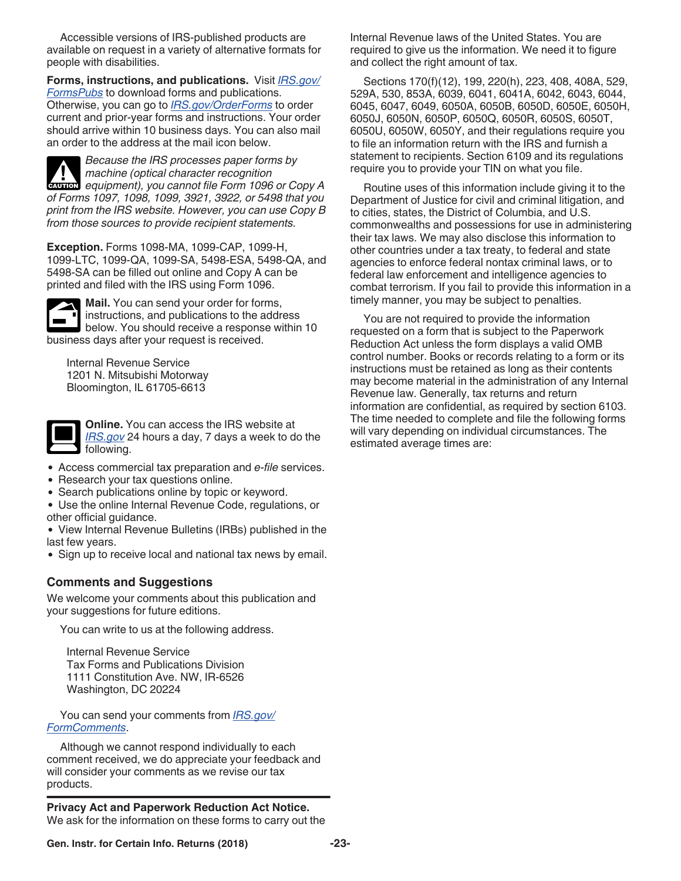Accessible versions of IRS-published products are available on request in a variety of alternative formats for people with disabilities.

**Forms, instructions, and publications.** Visit *IRS.gov/FormsPubs* to download forms and publications. Otherwise, you can go to *IRS.gov/OrderForms* to order current and prior-year forms and instructions. Your order should arrive within 10 business days. You can also mail an order to the address at the mail icon below.

CAUTION *Because the IRS processes paper forms by machine (optical character recognition equipment), you cannot file Form 1096 or Copy A of Forms 1097, 1098, 1099, 3921, 3922, or 5498 that you print from the IRS website. However, you can use Copy B from those sources to provide recipient statements.*

**Exception.** Forms 1098-MA, 1099-CAP, 1099-H, 1099-LTC, 1099-QA, 1099-SA, 5498-ESA, 5498-QA, and 5498-SA can be filled out online and Copy A can be printed and filed with the IRS using Form 1096.

**Mail.** You can send your order for forms, instructions, and publications to the address below. You should receive a response within 10 business days after your request is received.

Internal Revenue Service
1201 N. Mitsubishi Motorway
Bloomington, IL 61705-6613

**Online.** You can access the IRS website at *IRS.gov* 24 hours a day, 7 days a week to do the following.

- Access commercial tax preparation and *e-file* services.
- Research your tax questions online.
- Search publications online by topic or keyword.
- Use the online Internal Revenue Code, regulations, or other official guidance.
- View Internal Revenue Bulletins (IRBs) published in the last few years.
- Sign up to receive local and national tax news by email.

## Comments and Suggestions

We welcome your comments about this publication and your suggestions for future editions.

You can write to us at the following address.

Internal Revenue Service
Tax Forms and Publications Division
1111 Constitution Ave. NW, IR-6526
Washington, DC 20224

You can send your comments from *IRS.gov/FormComments*.

Although we cannot respond individually to each comment received, we do appreciate your feedback and will consider your comments as we revise our tax products.

**Privacy Act and Paperwork Reduction Act Notice.** We ask for the information on these forms to carry out the Internal Revenue laws of the United States. You are required to give us the information. We need it to figure and collect the right amount of tax.

Sections 170(f)(12), 199, 220(h), 223, 408, 408A, 529, 529A, 530, 853A, 6039, 6041, 6041A, 6042, 6043, 6044, 6045, 6047, 6049, 6050A, 6050B, 6050D, 6050E, 6050H, 6050J, 6050N, 6050P, 6050Q, 6050R, 6050S, 6050T, 6050U, 6050W, 6050Y, and their regulations require you to file an information return with the IRS and furnish a statement to recipients. Section 6109 and its regulations require you to provide your TIN on what you file.

Routine uses of this information include giving it to the Department of Justice for civil and criminal litigation, and to cities, states, the District of Columbia, and U.S. commonwealths and possessions for use in administering their tax laws. We may also disclose this information to other countries under a tax treaty, to federal and state agencies to enforce federal nontax criminal laws, or to federal law enforcement and intelligence agencies to combat terrorism. If you fail to provide this information in a timely manner, you may be subject to penalties.

You are not required to provide the information requested on a form that is subject to the Paperwork Reduction Act unless the form displays a valid OMB control number. Books or records relating to a form or its instructions must be retained as long as their contents may become material in the administration of any Internal Revenue law. Generally, tax returns and return information are confidential, as required by section 6103. The time needed to complete and file the following forms will vary depending on individual circumstances. The estimated average times are: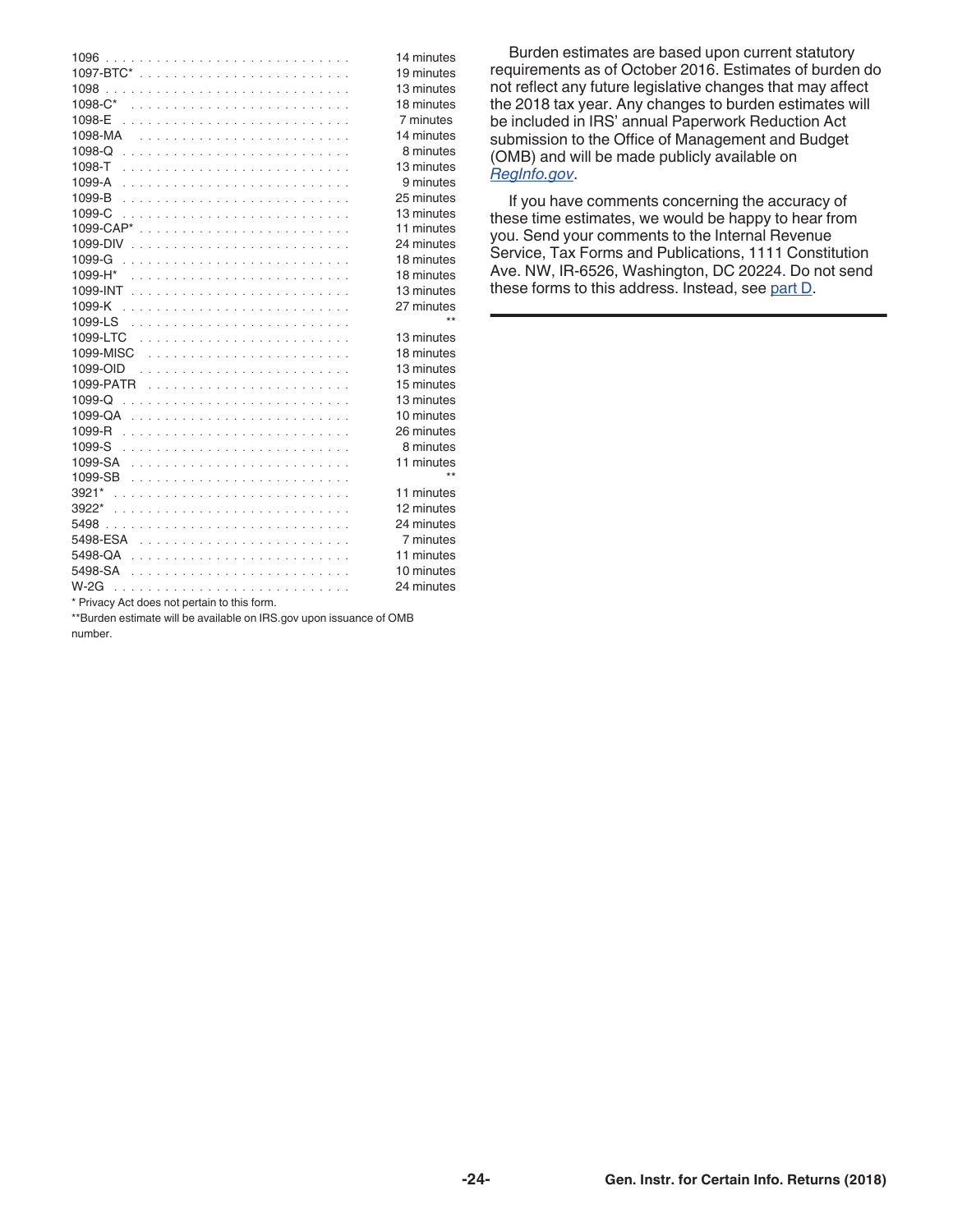| Form | Time |
|---|---|
| 1096 | 14 minutes |
| 1097-BTC* | 19 minutes |
| 1098 | 13 minutes |
| 1098-C* | 18 minutes |
| 1098-E | 7 minutes |
| 1098-MA | 14 minutes |
| 1098-Q | 8 minutes |
| 1098-T | 13 minutes |
| 1099-A | 9 minutes |
| 1099-B | 25 minutes |
| 1099-C | 13 minutes |
| 1099-CAP* | 11 minutes |
| 1099-DIV | 24 minutes |
| 1099-G | 18 minutes |
| 1099-H* | 18 minutes |
| 1099-INT | 13 minutes |
| 1099-K | 27 minutes |
| 1099-LS | ** |
| 1099-LTC | 13 minutes |
| 1099-MISC | 18 minutes |
| 1099-OID | 13 minutes |
| 1099-PATR | 15 minutes |
| 1099-Q | 13 minutes |
| 1099-QA | 10 minutes |
| 1099-R | 26 minutes |
| 1099-S | 8 minutes |
| 1099-SA | 11 minutes |
| 1099-SB | ** |
| 3921* | 11 minutes |
| 3922* | 12 minutes |
| 5498 | 24 minutes |
| 5498-ESA | 7 minutes |
| 5498-QA | 11 minutes |
| 5498-SA | 10 minutes |
| W-2G | 24 minutes |

* Privacy Act does not pertain to this form.

**Burden estimate will be available on IRS.gov upon issuance of OMB number.

Burden estimates are based upon current statutory requirements as of October 2016. Estimates of burden do not reflect any future legislative changes that may affect the 2018 tax year. Any changes to burden estimates will be included in IRS' annual Paperwork Reduction Act submission to the Office of Management and Budget (OMB) and will be made publicly available on *RegInfo.gov*.

If you have comments concerning the accuracy of these time estimates, we would be happy to hear from you. Send your comments to the Internal Revenue Service, Tax Forms and Publications, 1111 Constitution Ave. NW, IR-6526, Washington, DC 20224. Do not send these forms to this address. Instead, see part D.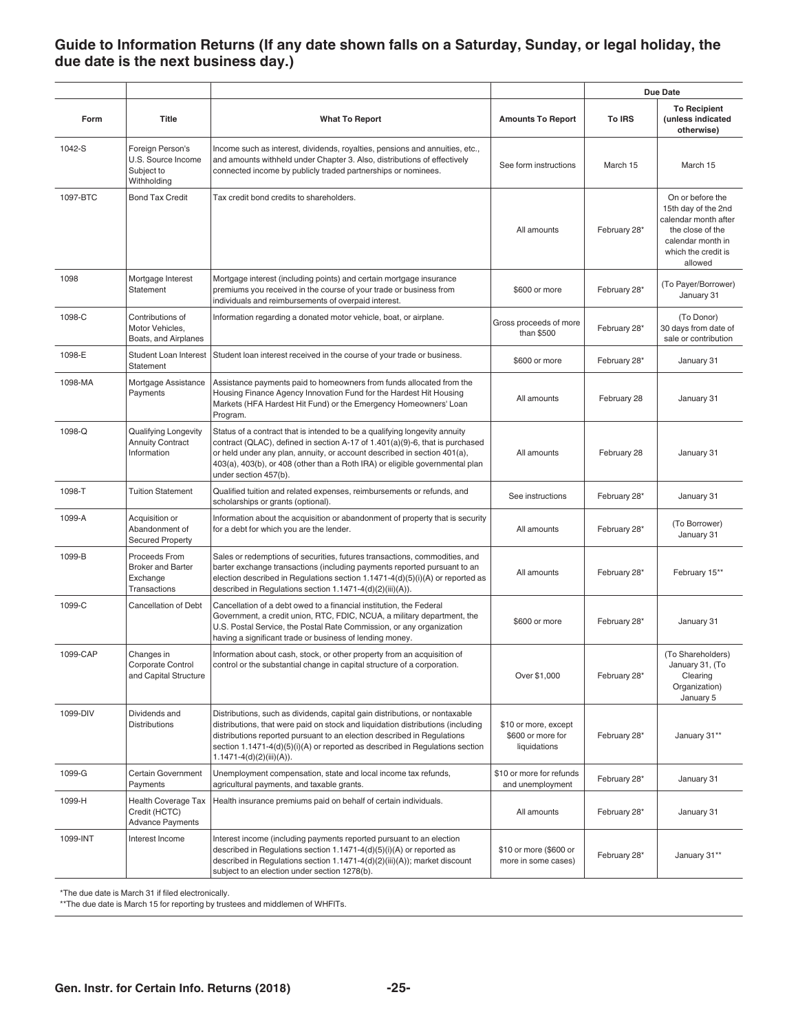## Guide to Information Returns (If any date shown falls on a Saturday, Sunday, or legal holiday, the due date is the next business day.)

| Form | Title | What To Report | Amounts To Report | Due Date To IRS | Due Date To Recipient (unless indicated otherwise) |
|---|---|---|---|---|---|
| 1042-S | Foreign Person's U.S. Source Income Subject to Withholding | Income such as interest, dividends, royalties, pensions and annuities, etc., and amounts withheld under Chapter 3. Also, distributions of effectively connected income by publicly traded partnerships or nominees. | See form instructions | March 15 | March 15 |
| 1097-BTC | Bond Tax Credit | Tax credit bond credits to shareholders. | All amounts | February 28* | On or before the 15th day of the 2nd calendar month after the close of the calendar month in which the credit is allowed |
| 1098 | Mortgage Interest Statement | Mortgage interest (including points) and certain mortgage insurance premiums you received in the course of your trade or business from individuals and reimbursements of overpaid interest. | $600 or more | February 28* | (To Payer/Borrower) January 31 |
| 1098-C | Contributions of Motor Vehicles, Boats, and Airplanes | Information regarding a donated motor vehicle, boat, or airplane. | Gross proceeds of more than $500 | February 28* | (To Donor) 30 days from date of sale or contribution |
| 1098-E | Student Loan Interest Statement | Student loan interest received in the course of your trade or business. | $600 or more | February 28* | January 31 |
| 1098-MA | Mortgage Assistance Payments | Assistance payments paid to homeowners from funds allocated from the Housing Finance Agency Innovation Fund for the Hardest Hit Housing Markets (HFA Hardest Hit Fund) or the Emergency Homeowners' Loan Program. | All amounts | February 28 | January 31 |
| 1098-Q | Qualifying Longevity Annuity Contract Information | Status of a contract that is intended to be a qualifying longevity annuity contract (QLAC), defined in section A-17 of 1.401(a)(9)-6, that is purchased or held under any plan, annuity, or account described in section 401(a), 403(a), 403(b), or 408 (other than a Roth IRA) or eligible governmental plan under section 457(b). | All amounts | February 28 | January 31 |
| 1098-T | Tuition Statement | Qualified tuition and related expenses, reimbursements or refunds, and scholarships or grants (optional). | See instructions | February 28* | January 31 |
| 1099-A | Acquisition or Abandonment of Secured Property | Information about the acquisition or abandonment of property that is security for a debt for which you are the lender. | All amounts | February 28* | (To Borrower) January 31 |
| 1099-B | Proceeds From Broker and Barter Exchange Transactions | Sales or redemptions of securities, futures transactions, commodities, and barter exchange transactions (including payments reported pursuant to an election described in Regulations section 1.1471-4(d)(5)(i)(A) or reported as described in Regulations section 1.1471-4(d)(2)(iii)(A)). | All amounts | February 28* | February 15** |
| 1099-C | Cancellation of Debt | Cancellation of a debt owed to a financial institution, the Federal Government, a credit union, RTC, FDIC, NCUA, a military department, the U.S. Postal Service, the Postal Rate Commission, or any organization having a significant trade or business of lending money. | $600 or more | February 28* | January 31 |
| 1099-CAP | Changes in Corporate Control and Capital Structure | Information about cash, stock, or other property from an acquisition of control or the substantial change in capital structure of a corporation. | Over $1,000 | February 28* | (To Shareholders) January 31, (To Clearing Organization) January 5 |
| 1099-DIV | Dividends and Distributions | Distributions, such as dividends, capital gain distributions, or nontaxable distributions, that were paid on stock and liquidation distributions (including distributions reported pursuant to an election described in Regulations section 1.1471-4(d)(5)(i)(A) or reported as described in Regulations section 1.1471-4(d)(2)(iii)(A)). | $10 or more, except $600 or more for liquidations | February 28* | January 31** |
| 1099-G | Certain Government Payments | Unemployment compensation, state and local income tax refunds, agricultural payments, and taxable grants. | $10 or more for refunds and unemployment | February 28* | January 31 |
| 1099-H | Health Coverage Tax Credit (HCTC) Advance Payments | Health insurance premiums paid on behalf of certain individuals. | All amounts | February 28* | January 31 |
| 1099-INT | Interest Income | Interest income (including payments reported pursuant to an election described in Regulations section 1.1471-4(d)(5)(i)(A) or reported as described in Regulations section 1.1471-4(d)(2)(iii)(A)); market discount subject to an election under section 1278(b). | $10 or more ($600 or more in some cases) | February 28* | January 31** |

*The due date is March 31 if filed electronically.

**The due date is March 15 for reporting by trustees and middlemen of WHFITs.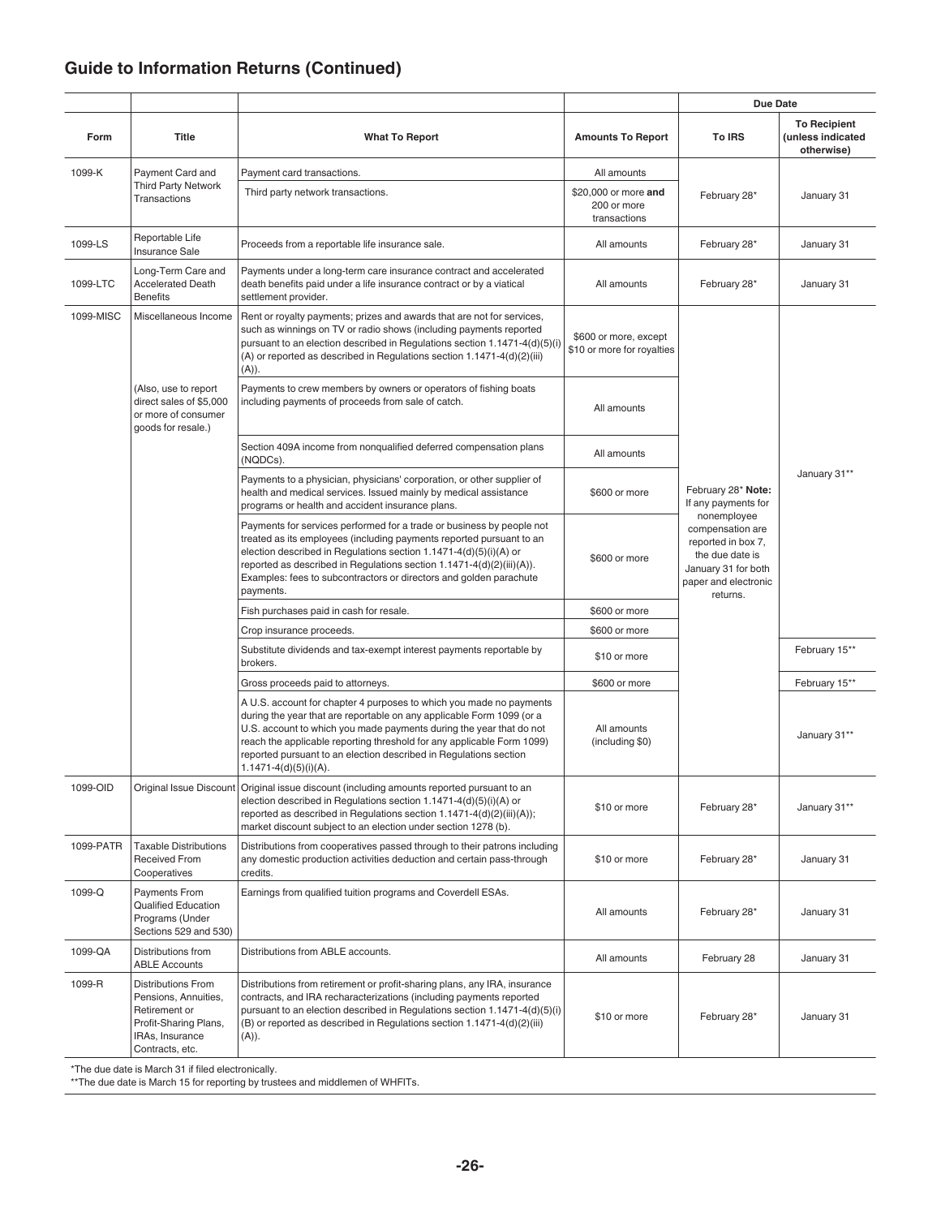## Guide to Information Returns (Continued)

| Form | Title | What To Report | Amounts To Report | Due Date To IRS | Due Date To Recipient (unless indicated otherwise) |
|---|---|---|---|---|---|
| 1099-K | Payment Card and Third Party Network Transactions | Payment card transactions. | All amounts | February 28* | January 31 |
| | | Third party network transactions. | $20,000 or more **and** 200 or more transactions | | |
| 1099-LS | Reportable Life Insurance Sale | Proceeds from a reportable life insurance sale. | All amounts | February 28* | January 31 |
| 1099-LTC | Long-Term Care and Accelerated Death Benefits | Payments under a long-term care insurance contract and accelerated death benefits paid under a life insurance contract or by a viatical settlement provider. | All amounts | February 28* | January 31 |
| 1099-MISC | Miscellaneous Income | Rent or royalty payments; prizes and awards that are not for services, such as winnings on TV or radio shows (including payments reported pursuant to an election described in Regulations section 1.1471-4(d)(5)(i)(A) or reported as described in Regulations section 1.1471-4(d)(2)(iii)(A)). | $600 or more, except $10 or more for royalties | February 28* **Note:** If any payments for nonemployee compensation are reported in box 7, the due date is January 31 for both paper and electronic returns. | January 31** |
| | (Also, use to report direct sales of $5,000 or more of consumer goods for resale.) | Payments to crew members by owners or operators of fishing boats including payments of proceeds from sale of catch. | All amounts | | January 31** |
| | | Section 409A income from nonqualified deferred compensation plans (NQDCs). | All amounts | | January 31** |
| | | Payments to a physician, physicians' corporation, or other supplier of health and medical services. Issued mainly by medical assistance programs or health and accident insurance plans. | $600 or more | | January 31** |
| | | Payments for services performed for a trade or business by people not treated as its employees (including payments reported pursuant to an election described in Regulations section 1.1471-4(d)(5)(i)(A) or reported as described in Regulations section 1.1471-4(d)(2)(iii)(A)). Examples: fees to subcontractors or directors and golden parachute payments. | $600 or more | | January 31** |
| | | Fish purchases paid in cash for resale. | $600 or more | | January 31** |
| | | Crop insurance proceeds. | $600 or more | | January 31** |
| | | Substitute dividends and tax-exempt interest payments reportable by brokers. | $10 or more | | February 15** |
| | | Gross proceeds paid to attorneys. | $600 or more | | February 15** |
| | | A U.S. account for chapter 4 purposes to which you made no payments during the year that are reportable on any applicable Form 1099 (or a U.S. account to which you made payments during the year that do not reach the applicable reporting threshold for any applicable Form 1099) reported pursuant to an election described in Regulations section 1.1471-4(d)(5)(i)(A). | All amounts (including $0) | | January 31** |
| 1099-OID | Original Issue Discount | Original issue discount (including amounts reported pursuant to an election described in Regulations section 1.1471-4(d)(5)(i)(A) or reported as described in Regulations section 1.1471-4(d)(2)(iii)(A)); market discount subject to an election under section 1278 (b). | $10 or more | February 28* | January 31** |
| 1099-PATR | Taxable Distributions Received From Cooperatives | Distributions from cooperatives passed through to their patrons including any domestic production activities deduction and certain pass-through credits. | $10 or more | February 28* | January 31 |
| 1099-Q | Payments From Qualified Education Programs (Under Sections 529 and 530) | Earnings from qualified tuition programs and Coverdell ESAs. | All amounts | February 28* | January 31 |
| 1099-QA | Distributions from ABLE Accounts | Distributions from ABLE accounts. | All amounts | February 28 | January 31 |
| 1099-R | Distributions From Pensions, Annuities, Retirement or Profit-Sharing Plans, IRAs, Insurance Contracts, etc. | Distributions from retirement or profit-sharing plans, any IRA, insurance contracts, and IRA recharacterizations (including payments reported pursuant to an election described in Regulations section 1.1471-4(d)(5)(i)(B) or reported as described in Regulations section 1.1471-4(d)(2)(iii)(A)). | $10 or more | February 28* | January 31 |

*The due date is March 31 if filed electronically.

**The due date is March 15 for reporting by trustees and middlemen of WHFITs.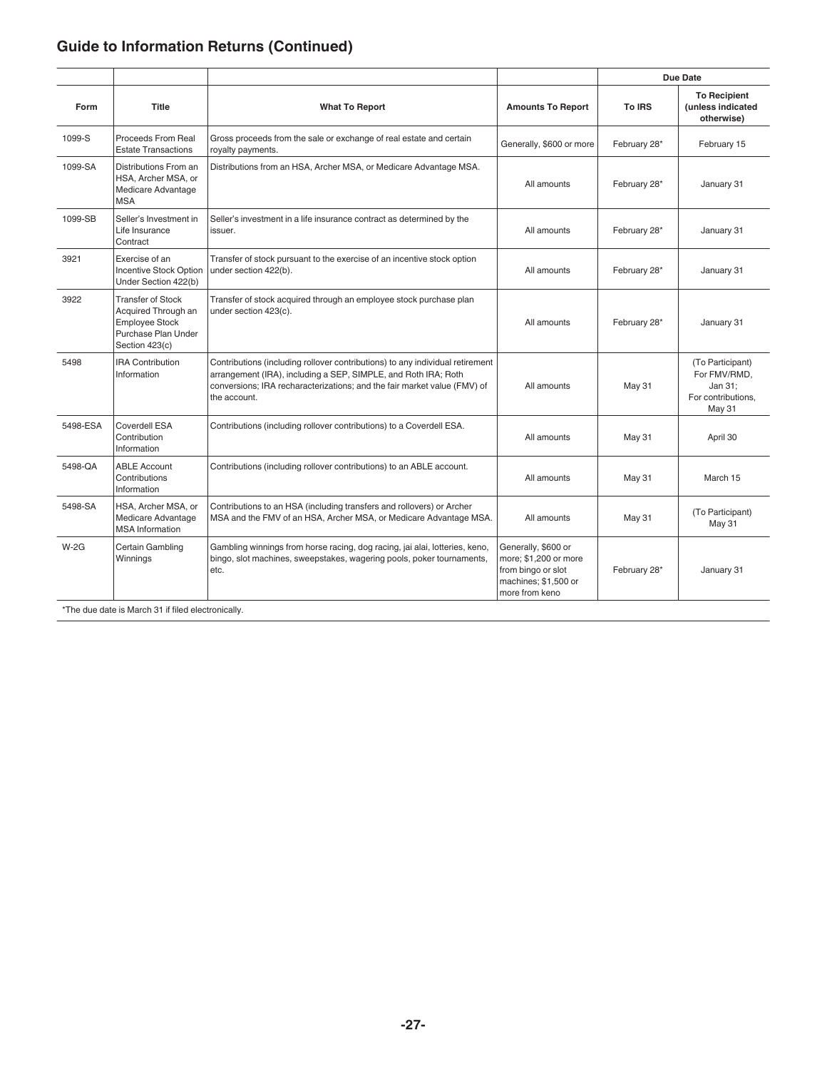## Guide to Information Returns (Continued)

| Form | Title | What To Report | Amounts To Report | Due Date | |
|---|---|---|---|---|---|
| | | | | To IRS | To Recipient (unless indicated otherwise) |
| 1099-S | Proceeds From Real Estate Transactions | Gross proceeds from the sale or exchange of real estate and certain royalty payments. | Generally, $600 or more | February 28* | February 15 |
| 1099-SA | Distributions From an HSA, Archer MSA, or Medicare Advantage MSA | Distributions from an HSA, Archer MSA, or Medicare Advantage MSA. | All amounts | February 28* | January 31 |
| 1099-SB | Seller's Investment in Life Insurance Contract | Seller's investment in a life insurance contract as determined by the issuer. | All amounts | February 28* | January 31 |
| 3921 | Exercise of an Incentive Stock Option Under Section 422(b) | Transfer of stock pursuant to the exercise of an incentive stock option under section 422(b). | All amounts | February 28* | January 31 |
| 3922 | Transfer of Stock Acquired Through an Employee Stock Purchase Plan Under Section 423(c) | Transfer of stock acquired through an employee stock purchase plan under section 423(c). | All amounts | February 28* | January 31 |
| 5498 | IRA Contribution Information | Contributions (including rollover contributions) to any individual retirement arrangement (IRA), including a SEP, SIMPLE, and Roth IRA; Roth conversions; IRA recharacterizations; and the fair market value (FMV) of the account. | All amounts | May 31 | (To Participant) For FMV/RMD, Jan 31; For contributions, May 31 |
| 5498-ESA | Coverdell ESA Contribution Information | Contributions (including rollover contributions) to a Coverdell ESA. | All amounts | May 31 | April 30 |
| 5498-QA | ABLE Account Contributions Information | Contributions (including rollover contributions) to an ABLE account. | All amounts | May 31 | March 15 |
| 5498-SA | HSA, Archer MSA, or Medicare Advantage MSA Information | Contributions to an HSA (including transfers and rollovers) or Archer MSA and the FMV of an HSA, Archer MSA, or Medicare Advantage MSA. | All amounts | May 31 | (To Participant) May 31 |
| W-2G | Certain Gambling Winnings | Gambling winnings from horse racing, dog racing, jai alai, lotteries, keno, bingo, slot machines, sweepstakes, wagering pools, poker tournaments, etc. | Generally, $600 or more; $1,200 or more from bingo or slot machines; $1,500 or more from keno | February 28* | January 31 |

*The due date is March 31 if filed electronically.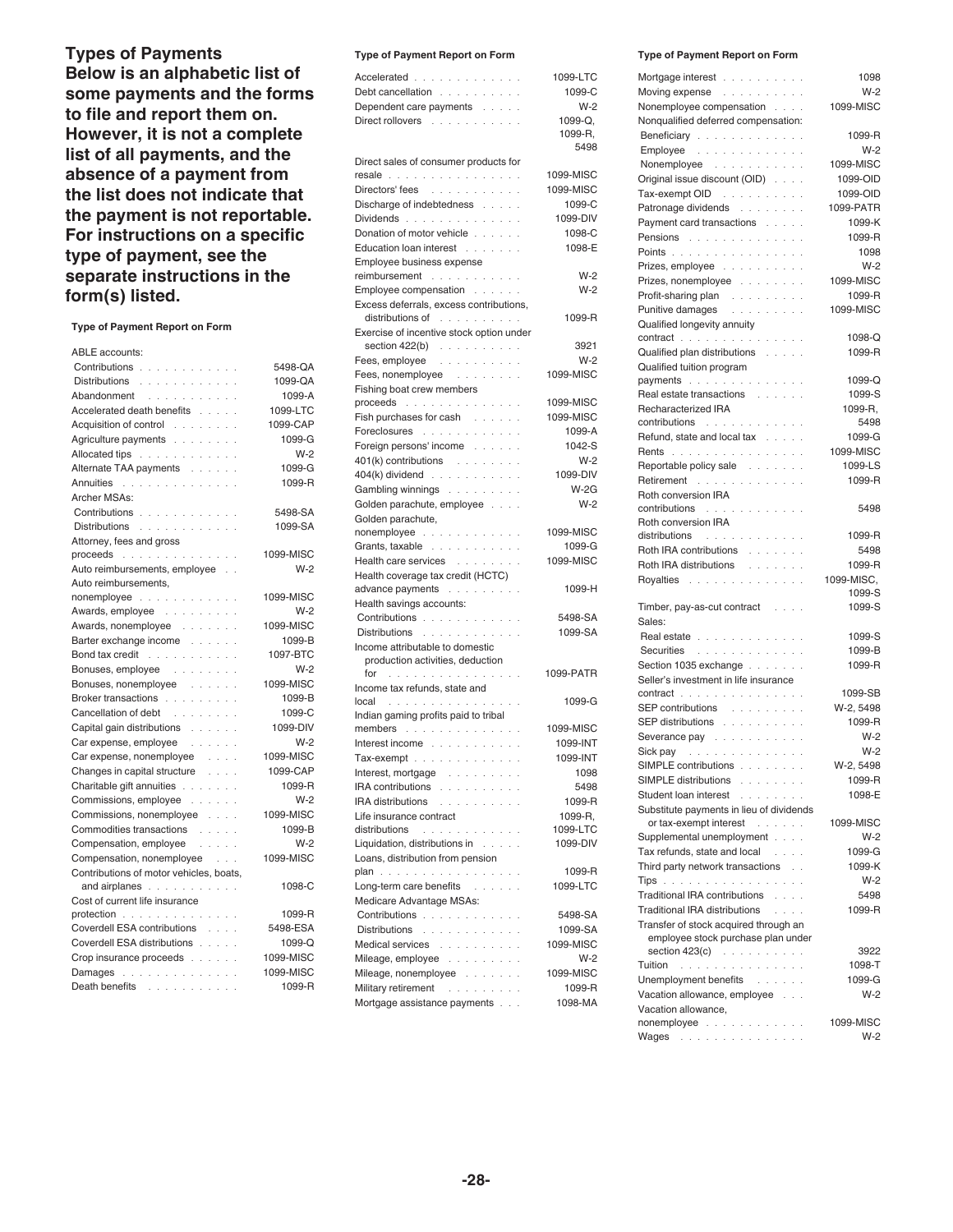## Types of Payments

**Below is an alphabetic list of some payments and the forms to file and report them on. However, it is not a complete list of all payments, and the absence of a payment from the list does not indicate that the payment is not reportable. For instructions on a specific type of payment, see the separate instructions in the form(s) listed.**

| Type of Payment | Report on Form |
|---|---|
| ABLE accounts: | |
| Contributions | 5498-QA |
| Distributions | 1099-QA |
| Abandonment | 1099-A |
| Accelerated death benefits | 1099-LTC |
| Acquisition of control | 1099-CAP |
| Agriculture payments | 1099-G |
| Allocated tips | W-2 |
| Alternate TAA payments | 1099-G |
| Annuities | 1099-R |
| Archer MSAs: | |
| Contributions | 5498-SA |
| Distributions | 1099-SA |
| Attorney, fees and gross proceeds | 1099-MISC |
| Auto reimbursements, employee | W-2 |
| Auto reimbursements, nonemployee | 1099-MISC |
| Awards, employee | W-2 |
| Awards, nonemployee | 1099-MISC |
| Barter exchange income | 1099-B |
| Bond tax credit | 1097-BTC |
| Bonuses, employee | W-2 |
| Bonuses, nonemployee | 1099-MISC |
| Broker transactions | 1099-B |
| Cancellation of debt | 1099-C |
| Capital gain distributions | 1099-DIV |
| Car expense, employee | W-2 |
| Car expense, nonemployee | 1099-MISC |
| Changes in capital structure | 1099-CAP |
| Charitable gift annuities | 1099-R |
| Commissions, employee | W-2 |
| Commissions, nonemployee | 1099-MISC |
| Commodities transactions | 1099-B |
| Compensation, employee | W-2 |
| Compensation, nonemployee | 1099-MISC |
| Contributions of motor vehicles, boats, and airplanes | 1098-C |
| Cost of current life insurance protection | 1099-R |
| Coverdell ESA contributions | 5498-ESA |
| Coverdell ESA distributions | 1099-Q |
| Crop insurance proceeds | 1099-MISC |
| Damages | 1099-MISC |
| Death benefits | 1099-R |
| Accelerated | 1099-LTC |
| Debt cancellation | 1099-C |
| Dependent care payments | W-2 |
| Direct rollovers | 1099-Q, 1099-R, 5498 |
| Direct sales of consumer products for resale | 1099-MISC |
| Directors' fees | 1099-MISC |
| Discharge of indebtedness | 1099-C |
| Dividends | 1099-DIV |
| Donation of motor vehicle | 1098-C |
| Education loan interest | 1098-E |
| Employee business expense reimbursement | W-2 |
| Employee compensation | W-2 |
| Excess deferrals, excess contributions, distributions of | 1099-R |
| Exercise of incentive stock option under section 422(b) | 3921 |
| Fees, employee | W-2 |
| Fees, nonemployee | 1099-MISC |
| Fishing boat crew members proceeds | 1099-MISC |
| Fish purchases for cash | 1099-MISC |
| Foreclosures | 1099-A |
| Foreign persons' income | 1042-S |
| 401(k) contributions | W-2 |
| 404(k) dividend | 1099-DIV |
| Gambling winnings | W-2G |
| Golden parachute, employee | W-2 |
| Golden parachute, nonemployee | 1099-MISC |
| Grants, taxable | 1099-G |
| Health care services | 1099-MISC |
| Health coverage tax credit (HCTC) advance payments | 1099-H |
| Health savings accounts: | |
| Contributions | 5498-SA |
| Distributions | 1099-SA |
| Income attributable to domestic production activities, deduction for | 1099-PATR |
| Income tax refunds, state and local | 1099-G |
| Indian gaming profits paid to tribal members | 1099-MISC |
| Interest income | 1099-INT |
| Tax-exempt | 1099-INT |
| Interest, mortgage | 1098 |
| IRA contributions | 5498 |
| IRA distributions | 1099-R |
| Life insurance contract distributions | 1099-R, 1099-LTC |
| Liquidation, distributions in | 1099-DIV |
| Loans, distribution from pension plan | 1099-R |
| Long-term care benefits | 1099-LTC |
| Medicare Advantage MSAs: | |
| Contributions | 5498-SA |
| Distributions | 1099-SA |
| Medical services | 1099-MISC |
| Mileage, employee | W-2 |
| Mileage, nonemployee | 1099-MISC |
| Military retirement | 1099-R |
| Mortgage assistance payments | 1098-MA |
| Mortgage interest | 1098 |
| Moving expense | W-2 |
| Nonemployee compensation | 1099-MISC |
| Nonqualified deferred compensation: | |
| Beneficiary | 1099-R |
| Employee | W-2 |
| Nonemployee | 1099-MISC |
| Original issue discount (OID) | 1099-OID |
| Tax-exempt OID | 1099-OID |
| Patronage dividends | 1099-PATR |
| Payment card transactions | 1099-K |
| Pensions | 1099-R |
| Points | 1098 |
| Prizes, employee | W-2 |
| Prizes, nonemployee | 1099-MISC |
| Profit-sharing plan | 1099-R |
| Punitive damages | 1099-MISC |
| Qualified longevity annuity contract | 1098-Q |
| Qualified plan distributions | 1099-R |
| Qualified tuition program payments | 1099-Q |
| Real estate transactions | 1099-S |
| Recharacterized IRA contributions | 1099-R, 5498 |
| Refund, state and local tax | 1099-G |
| Rents | 1099-MISC |
| Reportable policy sale | 1099-LS |
| Retirement | 1099-R |
| Roth conversion IRA contributions | 5498 |
| Roth conversion IRA distributions | 1099-R |
| Roth IRA contributions | 5498 |
| Roth IRA distributions | 1099-R |
| Royalties | 1099-MISC, 1099-S |
| Timber, pay-as-cut contract | 1099-S |
| Sales: | |
| Real estate | 1099-S |
| Securities | 1099-B |
| Section 1035 exchange | 1099-R |
| Seller's investment in life insurance contract | 1099-SB |
| SEP contributions | W-2, 5498 |
| SEP distributions | 1099-R |
| Severance pay | W-2 |
| Sick pay | W-2 |
| SIMPLE contributions | W-2, 5498 |
| SIMPLE distributions | 1099-R |
| Student loan interest | 1098-E |
| Substitute payments in lieu of dividends or tax-exempt interest | 1099-MISC |
| Supplemental unemployment | W-2 |
| Tax refunds, state and local | 1099-G |
| Third party network transactions | 1099-K |
| Tips | W-2 |
| Traditional IRA contributions | 5498 |
| Traditional IRA distributions | 1099-R |
| Transfer of stock acquired through an employee stock purchase plan under section 423(c) | 3922 |
| Tuition | 1098-T |
| Unemployment benefits | 1099-G |
| Vacation allowance, employee | W-2 |
| Vacation allowance, nonemployee | 1099-MISC |
| Wages | W-2 |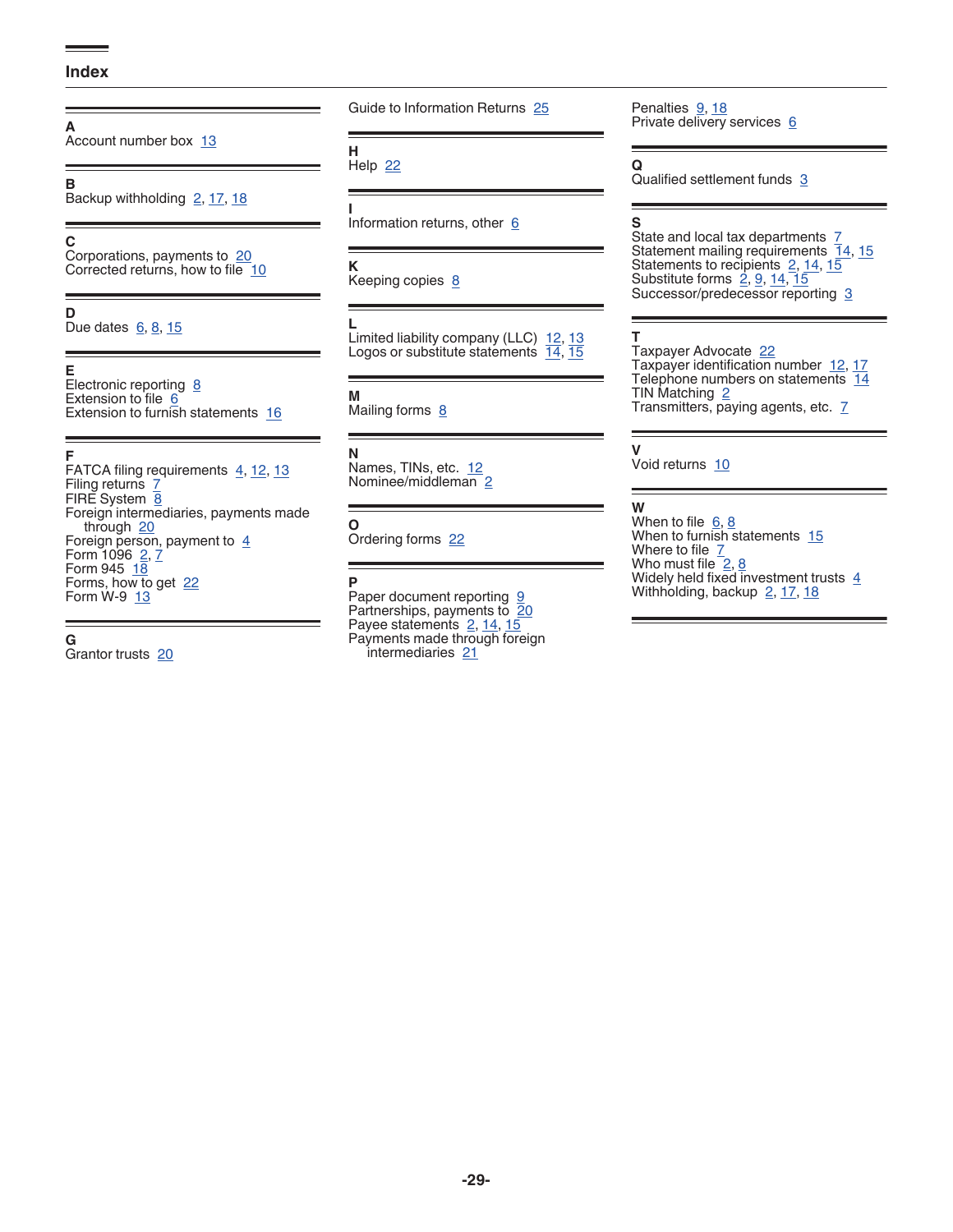## Index

**A**
Account number box 13

**B**
Backup withholding 2, 17, 18

**C**
Corporations, payments to 20
Corrected returns, how to file 10

**D**
Due dates 6, 8, 15

**E**
Electronic reporting 8
Extension to file 6
Extension to furnish statements 16

**F**
FATCA filing requirements 4, 12, 13
Filing returns 7
FIRE System 8
Foreign intermediaries, payments made through 20
Foreign person, payment to 4
Form 1096 2, 7
Form 945 18
Forms, how to get 22
Form W-9 13

**G**
Grantor trusts 20
Guide to Information Returns 25

**H**
Help 22

**I**
Information returns, other 6

**K**
Keeping copies 8

**L**
Limited liability company (LLC) 12, 13
Logos or substitute statements 14, 15

**M**
Mailing forms 8

**N**
Names, TINs, etc. 12
Nominee/middleman 2

**O**
Ordering forms 22

**P**
Paper document reporting 9
Partnerships, payments to 20
Payee statements 2, 14, 15
Payments made through foreign intermediaries 21
Penalties 9, 18
Private delivery services 6

**Q**
Qualified settlement funds 3

**S**
State and local tax departments 7
Statement mailing requirements 14, 15
Statements to recipients 2, 14, 15
Substitute forms 2, 9, 14, 15
Successor/predecessor reporting 3

**T**
Taxpayer Advocate 22
Taxpayer identification number 12, 17
Telephone numbers on statements 14
TIN Matching 2
Transmitters, paying agents, etc. 7

**V**
Void returns 10

**W**
When to file 6, 8
When to furnish statements 15
Where to file 7
Who must file 2, 8
Widely held fixed investment trusts 4
Withholding, backup 2, 17, 18